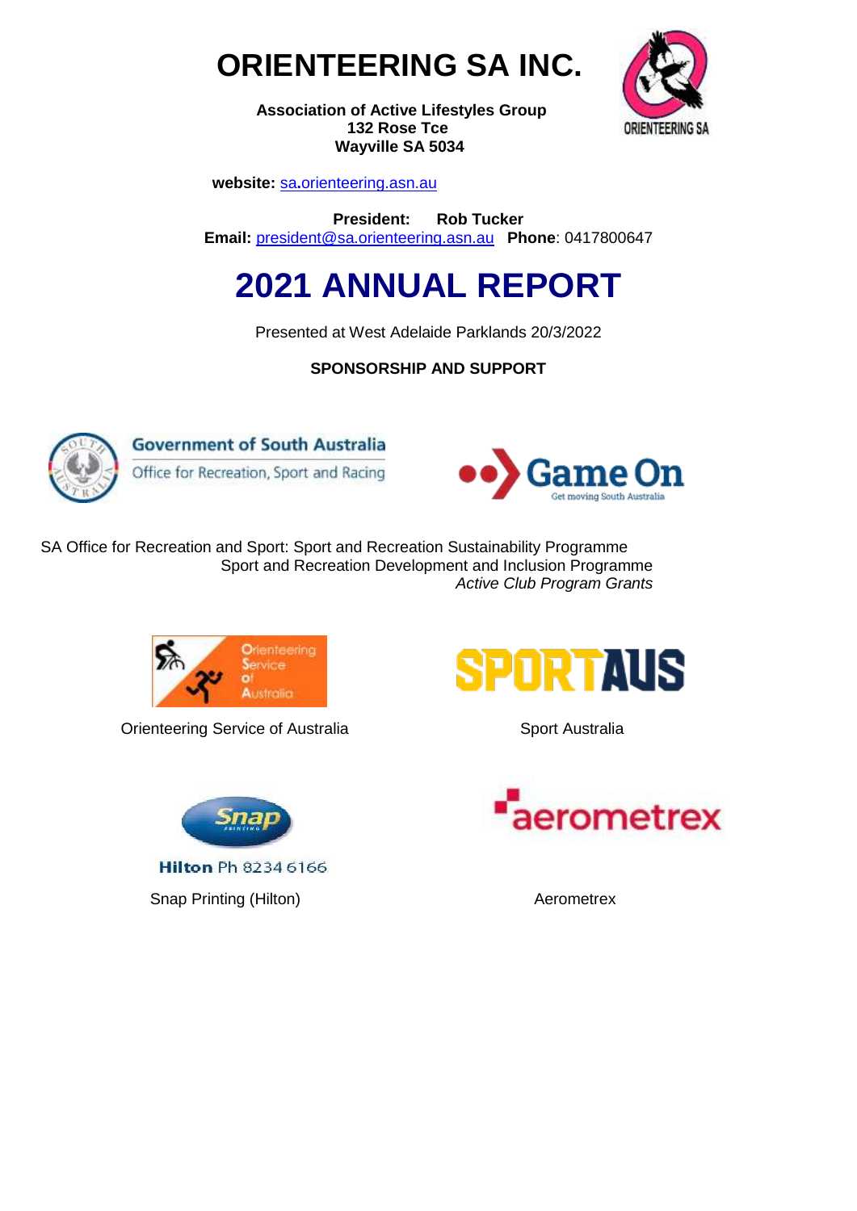# ORIENTEERING SA INC.

**Association of Active Lifestyles Group**
**132 Rose Tce**
**Wayville SA 5034**

**website:** sa.orienteering.asn.au

**President:** **Rob Tucker**
**Email:** president@sa.orienteering.asn.au **Phone**: 0417800647

# 2021 ANNUAL REPORT

Presented at West Adelaide Parklands 20/3/2022

**SPONSORSHIP AND SUPPORT**

Government of South Australia
Office for Recreation, Sport and Racing

Game On
Get moving South Australia

SA Office for Recreation and Sport: Sport and Recreation Sustainability Programme
Sport and Recreation Development and Inclusion Programme
*Active Club Program Grants*

Orienteering Service of Australia

Sport Australia

Hilton Ph 8234 6166

Snap Printing (Hilton)

Aerometrex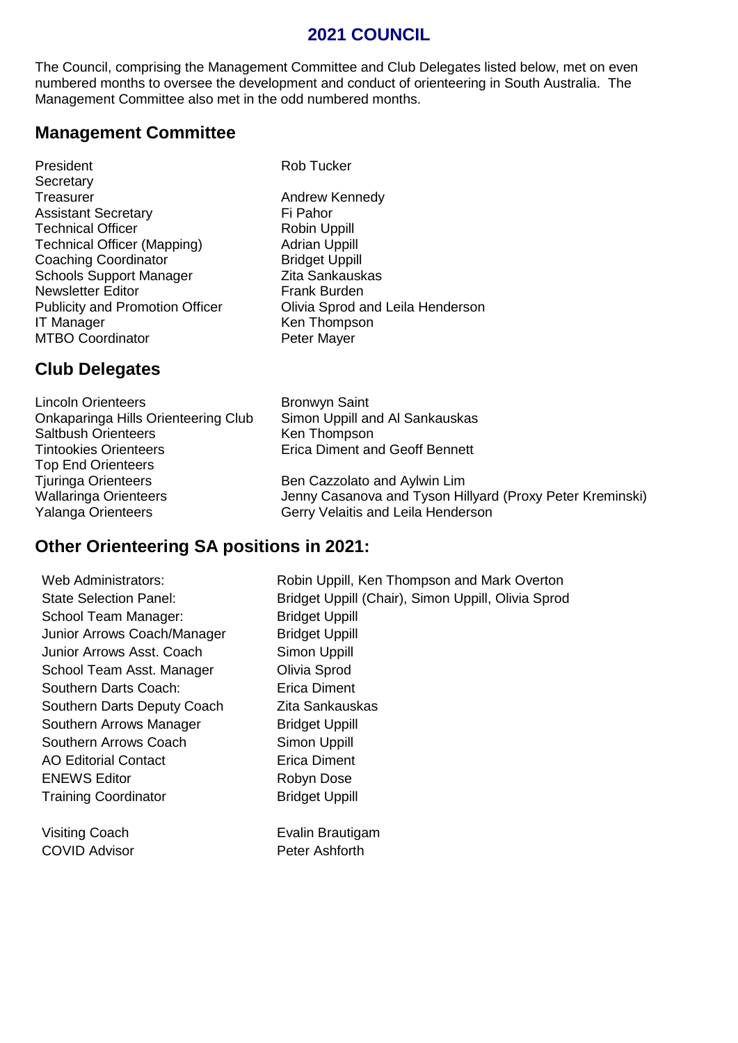# 2021 COUNCIL

The Council, comprising the Management Committee and Club Delegates listed below, met on even numbered months to oversee the development and conduct of orienteering in South Australia. The Management Committee also met in the odd numbered months.

## Management Committee

| | |
|---|---|
| President | Rob Tucker |
| Secretary | |
| Treasurer | Andrew Kennedy |
| Assistant Secretary | Fi Pahor |
| Technical Officer | Robin Uppill |
| Technical Officer (Mapping) | Adrian Uppill |
| Coaching Coordinator | Bridget Uppill |
| Schools Support Manager | Zita Sankauskas |
| Newsletter Editor | Frank Burden |
| Publicity and Promotion Officer | Olivia Sprod and Leila Henderson |
| IT Manager | Ken Thompson |
| MTBO Coordinator | Peter Mayer |

## Club Delegates

| | |
|---|---|
| Lincoln Orienteers | Bronwyn Saint |
| Onkaparinga Hills Orienteering Club | Simon Uppill and Al Sankauskas |
| Saltbush Orienteers | Ken Thompson |
| Tintookies Orienteers | Erica Diment and Geoff Bennett |
| Top End Orienteers | |
| Tjuringa Orienteers | Ben Cazzolato and Aylwin Lim |
| Wallaringa Orienteers | Jenny Casanova and Tyson Hillyard (Proxy Peter Kreminski) |
| Yalanga Orienteers | Gerry Velaitis and Leila Henderson |

## Other Orienteering SA positions in 2021:

| | |
|---|---|
| Web Administrators: | Robin Uppill, Ken Thompson and Mark Overton |
| State Selection Panel: | Bridget Uppill (Chair), Simon Uppill, Olivia Sprod |
| School Team Manager: | Bridget Uppill |
| Junior Arrows Coach/Manager | Bridget Uppill |
| Junior Arrows Asst. Coach | Simon Uppill |
| School Team Asst. Manager | Olivia Sprod |
| Southern Darts Coach: | Erica Diment |
| Southern Darts Deputy Coach | Zita Sankauskas |
| Southern Arrows Manager | Bridget Uppill |
| Southern Arrows Coach | Simon Uppill |
| AO Editorial Contact | Erica Diment |
| ENEWS Editor | Robyn Dose |
| Training Coordinator | Bridget Uppill |
| Visiting Coach | Evalin Brautigam |
| COVID Advisor | Peter Ashforth |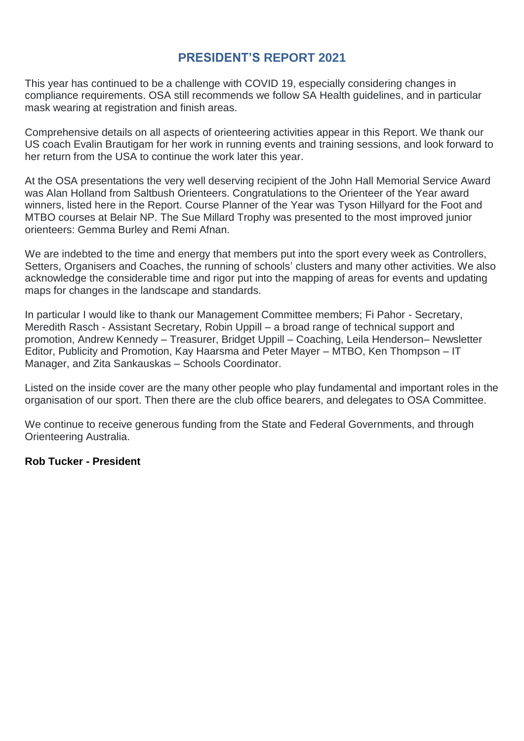## PRESIDENT'S REPORT 2021

This year has continued to be a challenge with COVID 19, especially considering changes in compliance requirements. OSA still recommends we follow SA Health guidelines, and in particular mask wearing at registration and finish areas.

Comprehensive details on all aspects of orienteering activities appear in this Report. We thank our US coach Evalin Brautigam for her work in running events and training sessions, and look forward to her return from the USA to continue the work later this year.

At the OSA presentations the very well deserving recipient of the John Hall Memorial Service Award was Alan Holland from Saltbush Orienteers. Congratulations to the Orienteer of the Year award winners, listed here in the Report. Course Planner of the Year was Tyson Hillyard for the Foot and MTBO courses at Belair NP. The Sue Millard Trophy was presented to the most improved junior orienteers: Gemma Burley and Remi Afnan.

We are indebted to the time and energy that members put into the sport every week as Controllers, Setters, Organisers and Coaches, the running of schools' clusters and many other activities. We also acknowledge the considerable time and rigor put into the mapping of areas for events and updating maps for changes in the landscape and standards.

In particular I would like to thank our Management Committee members; Fi Pahor - Secretary, Meredith Rasch - Assistant Secretary, Robin Uppill – a broad range of technical support and promotion, Andrew Kennedy – Treasurer, Bridget Uppill – Coaching, Leila Henderson– Newsletter Editor, Publicity and Promotion, Kay Haarsma and Peter Mayer – MTBO, Ken Thompson – IT Manager, and Zita Sankauskas – Schools Coordinator.

Listed on the inside cover are the many other people who play fundamental and important roles in the organisation of our sport. Then there are the club office bearers, and delegates to OSA Committee.

We continue to receive generous funding from the State and Federal Governments, and through Orienteering Australia.

**Rob Tucker - President**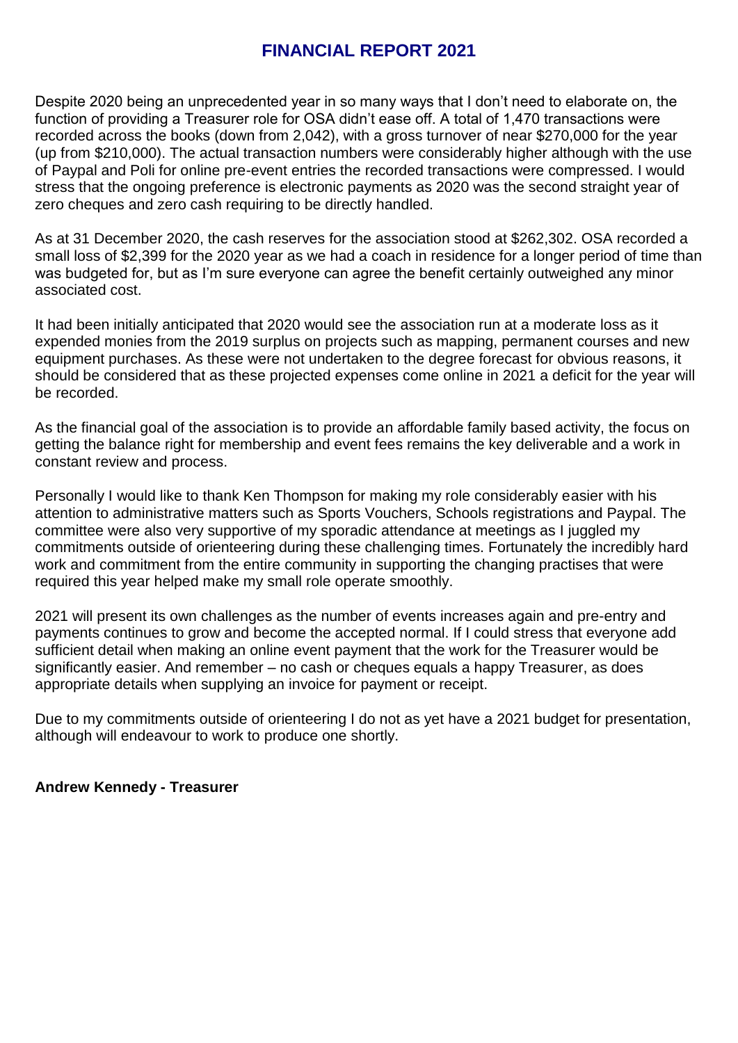# FINANCIAL REPORT 2021

Despite 2020 being an unprecedented year in so many ways that I don't need to elaborate on, the function of providing a Treasurer role for OSA didn't ease off. A total of 1,470 transactions were recorded across the books (down from 2,042), with a gross turnover of near $270,000 for the year (up from $210,000). The actual transaction numbers were considerably higher although with the use of Paypal and Poli for online pre-event entries the recorded transactions were compressed. I would stress that the ongoing preference is electronic payments as 2020 was the second straight year of zero cheques and zero cash requiring to be directly handled.

As at 31 December 2020, the cash reserves for the association stood at $262,302. OSA recorded a small loss of $2,399 for the 2020 year as we had a coach in residence for a longer period of time than was budgeted for, but as I'm sure everyone can agree the benefit certainly outweighed any minor associated cost.

It had been initially anticipated that 2020 would see the association run at a moderate loss as it expended monies from the 2019 surplus on projects such as mapping, permanent courses and new equipment purchases. As these were not undertaken to the degree forecast for obvious reasons, it should be considered that as these projected expenses come online in 2021 a deficit for the year will be recorded.

As the financial goal of the association is to provide an affordable family based activity, the focus on getting the balance right for membership and event fees remains the key deliverable and a work in constant review and process.

Personally I would like to thank Ken Thompson for making my role considerably easier with his attention to administrative matters such as Sports Vouchers, Schools registrations and Paypal. The committee were also very supportive of my sporadic attendance at meetings as I juggled my commitments outside of orienteering during these challenging times. Fortunately the incredibly hard work and commitment from the entire community in supporting the changing practises that were required this year helped make my small role operate smoothly.

2021 will present its own challenges as the number of events increases again and pre-entry and payments continues to grow and become the accepted normal. If I could stress that everyone add sufficient detail when making an online event payment that the work for the Treasurer would be significantly easier. And remember – no cash or cheques equals a happy Treasurer, as does appropriate details when supplying an invoice for payment or receipt.

Due to my commitments outside of orienteering I do not as yet have a 2021 budget for presentation, although will endeavour to work to produce one shortly.

**Andrew Kennedy - Treasurer**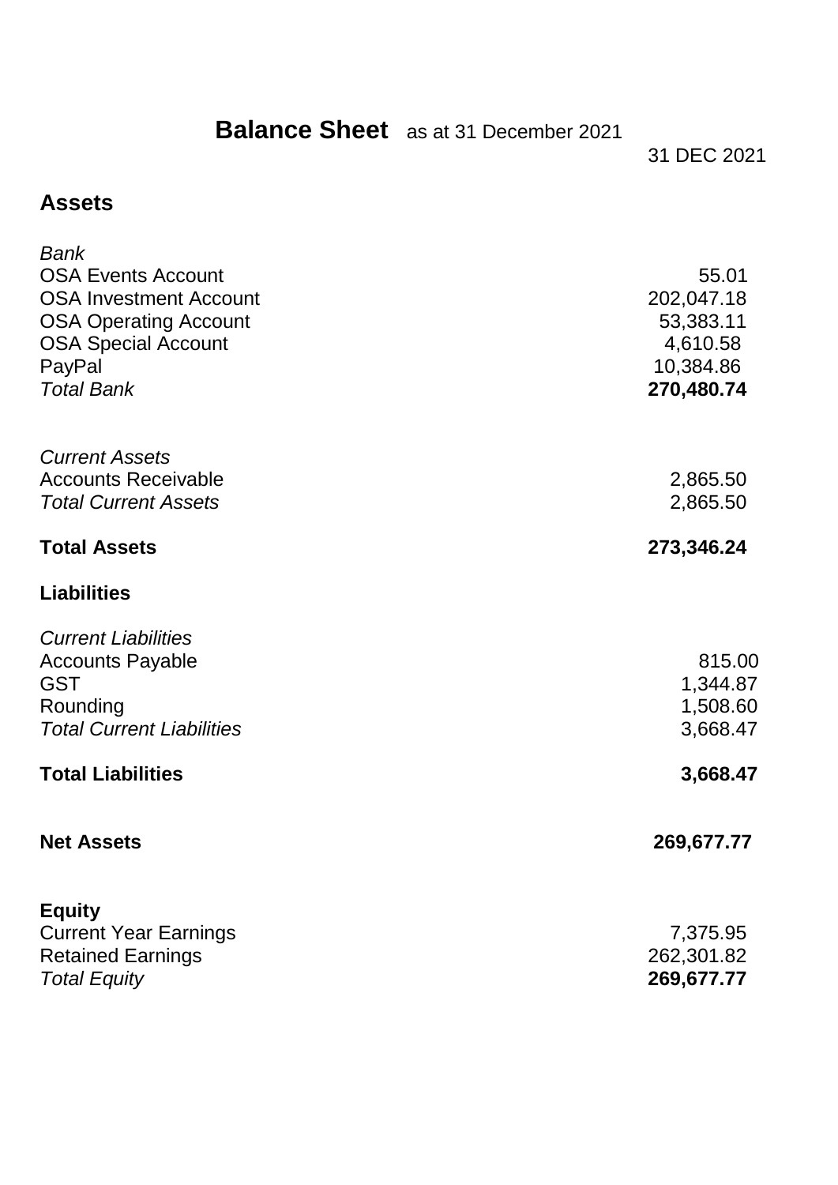# **Balance Sheet** as at 31 December 2021

| | 31 DEC 2021 |
|---|---|
| **Assets** | |
| *Bank* | |
| OSA Events Account | 55.01 |
| OSA Investment Account | 202,047.18 |
| OSA Operating Account | 53,383.11 |
| OSA Special Account | 4,610.58 |
| PayPal | 10,384.86 |
| *Total Bank* | **270,480.74** |
| *Current Assets* | |
| Accounts Receivable | 2,865.50 |
| *Total Current Assets* | 2,865.50 |
| **Total Assets** | **273,346.24** |
| **Liabilities** | |
| *Current Liabilities* | |
| Accounts Payable | 815.00 |
| GST | 1,344.87 |
| Rounding | 1,508.60 |
| *Total Current Liabilities* | 3,668.47 |
| **Total Liabilities** | **3,668.47** |
| **Net Assets** | **269,677.77** |
| **Equity** | |
| Current Year Earnings | 7,375.95 |
| Retained Earnings | 262,301.82 |
| *Total Equity* | **269,677.77** |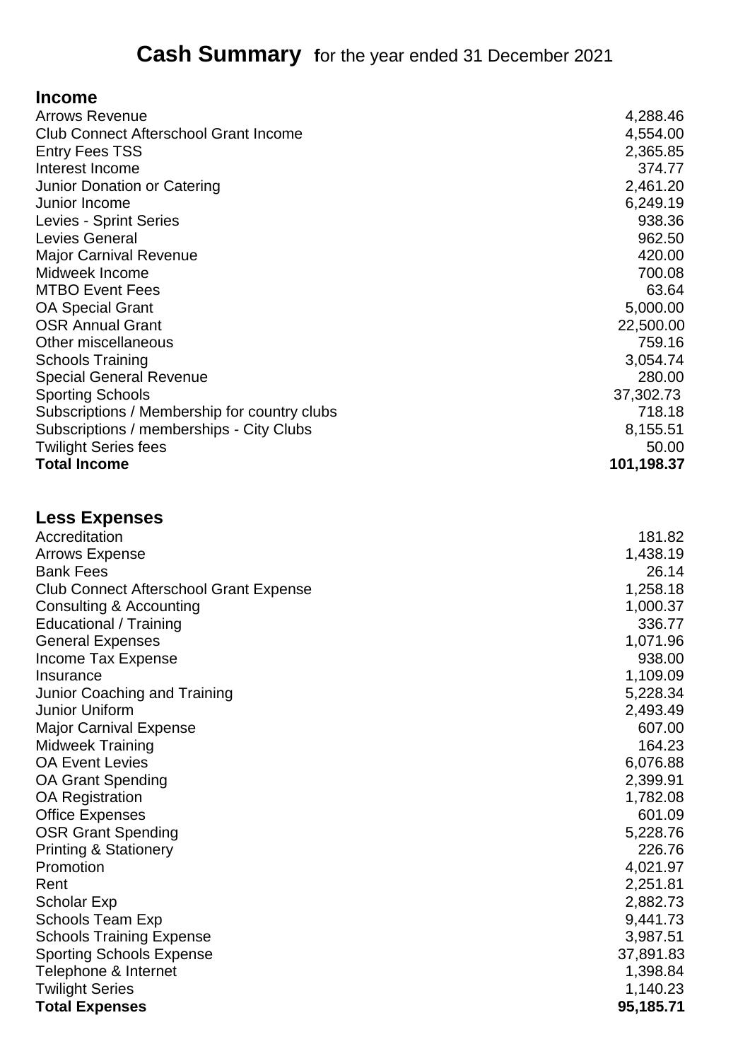# **Cash Summary** for the year ended 31 December 2021

## Income

| | |
|---|---|
| Arrows Revenue | 4,288.46 |
| Club Connect Afterschool Grant Income | 4,554.00 |
| Entry Fees TSS | 2,365.85 |
| Interest Income | 374.77 |
| Junior Donation or Catering | 2,461.20 |
| Junior Income | 6,249.19 |
| Levies - Sprint Series | 938.36 |
| Levies General | 962.50 |
| Major Carnival Revenue | 420.00 |
| Midweek Income | 700.08 |
| MTBO Event Fees | 63.64 |
| OA Special Grant | 5,000.00 |
| OSR Annual Grant | 22,500.00 |
| Other miscellaneous | 759.16 |
| Schools Training | 3,054.74 |
| Special General Revenue | 280.00 |
| Sporting Schools | 37,302.73 |
| Subscriptions / Membership for country clubs | 718.18 |
| Subscriptions / memberships - City Clubs | 8,155.51 |
| Twilight Series fees | 50.00 |
| **Total Income** | **101,198.37** |

## Less Expenses

| | |
|---|---|
| Accreditation | 181.82 |
| Arrows Expense | 1,438.19 |
| Bank Fees | 26.14 |
| Club Connect Afterschool Grant Expense | 1,258.18 |
| Consulting & Accounting | 1,000.37 |
| Educational / Training | 336.77 |
| General Expenses | 1,071.96 |
| Income Tax Expense | 938.00 |
| Insurance | 1,109.09 |
| Junior Coaching and Training | 5,228.34 |
| Junior Uniform | 2,493.49 |
| Major Carnival Expense | 607.00 |
| Midweek Training | 164.23 |
| OA Event Levies | 6,076.88 |
| OA Grant Spending | 2,399.91 |
| OA Registration | 1,782.08 |
| Office Expenses | 601.09 |
| OSR Grant Spending | 5,228.76 |
| Printing & Stationery | 226.76 |
| Promotion | 4,021.97 |
| Rent | 2,251.81 |
| Scholar Exp | 2,882.73 |
| Schools Team Exp | 9,441.73 |
| Schools Training Expense | 3,987.51 |
| Sporting Schools Expense | 37,891.83 |
| Telephone & Internet | 1,398.84 |
| Twilight Series | 1,140.23 |
| **Total Expenses** | **95,185.71** |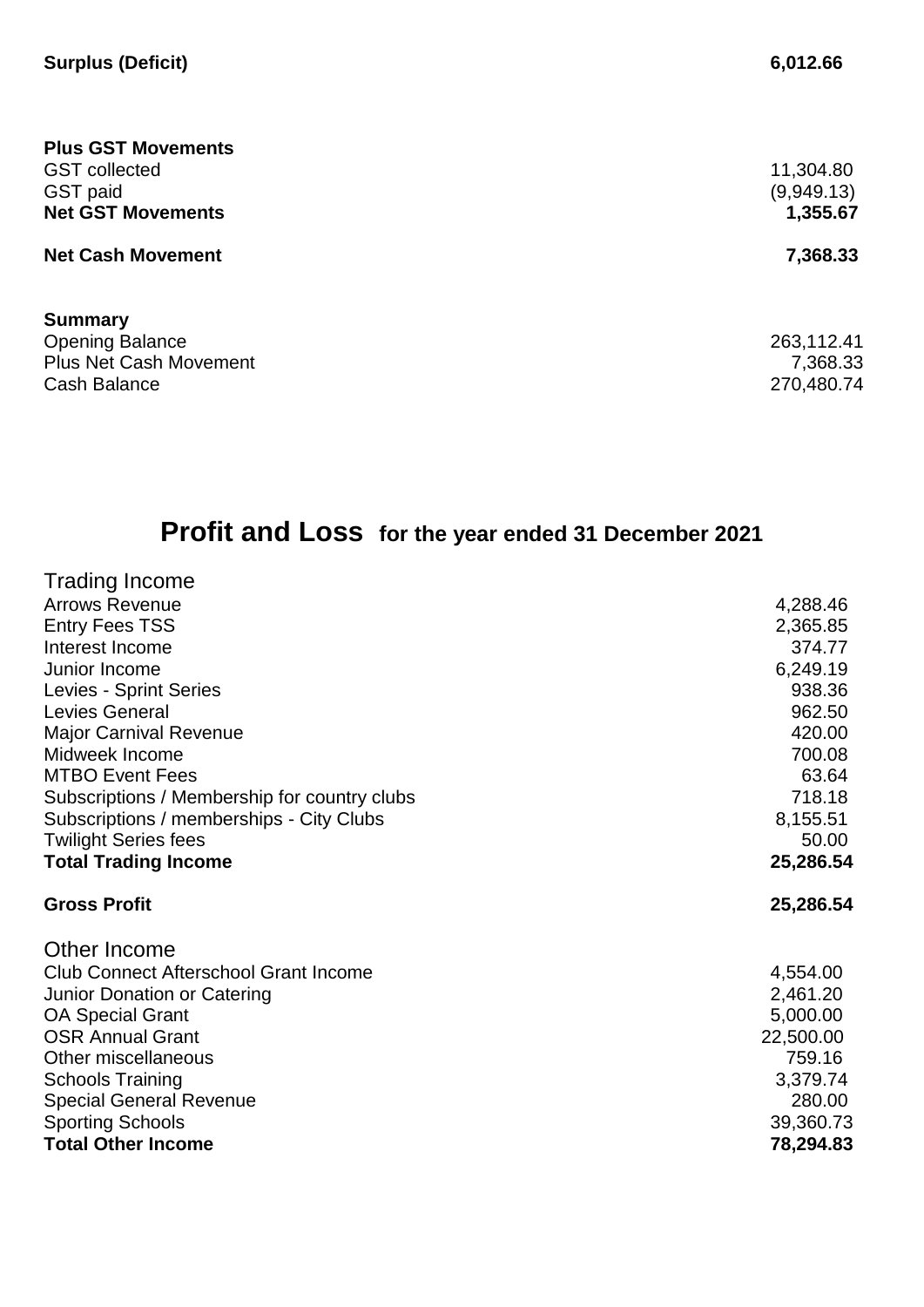| | |
|---|---|
| **Surplus (Deficit)** | **6,012.66** |
| | |
| **Plus GST Movements** | |
| GST collected | 11,304.80 |
| GST paid | (9,949.13) |
| **Net GST Movements** | **1,355.67** |
| | |
| **Net Cash Movement** | **7,368.33** |
| | |
| **Summary** | |
| Opening Balance | 263,112.41 |
| Plus Net Cash Movement | 7,368.33 |
| Cash Balance | 270,480.74 |

# Profit and Loss for the year ended 31 December 2021

| | |
|---|---|
| Trading Income | |
| Arrows Revenue | 4,288.46 |
| Entry Fees TSS | 2,365.85 |
| Interest Income | 374.77 |
| Junior Income | 6,249.19 |
| Levies - Sprint Series | 938.36 |
| Levies General | 962.50 |
| Major Carnival Revenue | 420.00 |
| Midweek Income | 700.08 |
| MTBO Event Fees | 63.64 |
| Subscriptions / Membership for country clubs | 718.18 |
| Subscriptions / memberships - City Clubs | 8,155.51 |
| Twilight Series fees | 50.00 |
| **Total Trading Income** | **25,286.54** |
| | |
| **Gross Profit** | **25,286.54** |
| | |
| Other Income | |
| Club Connect Afterschool Grant Income | 4,554.00 |
| Junior Donation or Catering | 2,461.20 |
| OA Special Grant | 5,000.00 |
| OSR Annual Grant | 22,500.00 |
| Other miscellaneous | 759.16 |
| Schools Training | 3,379.74 |
| Special General Revenue | 280.00 |
| Sporting Schools | 39,360.73 |
| **Total Other Income** | **78,294.83** |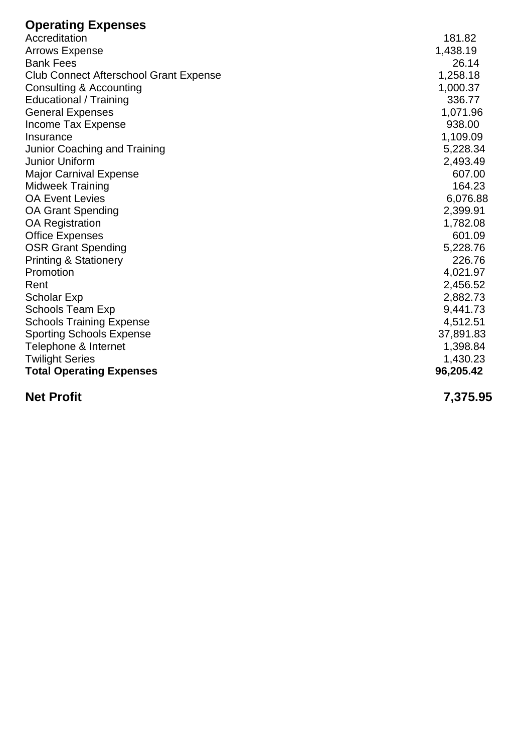## Operating Expenses

| | |
|---|---|
| Accreditation | 181.82 |
| Arrows Expense | 1,438.19 |
| Bank Fees | 26.14 |
| Club Connect Afterschool Grant Expense | 1,258.18 |
| Consulting & Accounting | 1,000.37 |
| Educational / Training | 336.77 |
| General Expenses | 1,071.96 |
| Income Tax Expense | 938.00 |
| Insurance | 1,109.09 |
| Junior Coaching and Training | 5,228.34 |
| Junior Uniform | 2,493.49 |
| Major Carnival Expense | 607.00 |
| Midweek Training | 164.23 |
| OA Event Levies | 6,076.88 |
| OA Grant Spending | 2,399.91 |
| OA Registration | 1,782.08 |
| Office Expenses | 601.09 |
| OSR Grant Spending | 5,228.76 |
| Printing & Stationery | 226.76 |
| Promotion | 4,021.97 |
| Rent | 2,456.52 |
| Scholar Exp | 2,882.73 |
| Schools Team Exp | 9,441.73 |
| Schools Training Expense | 4,512.51 |
| Sporting Schools Expense | 37,891.83 |
| Telephone & Internet | 1,398.84 |
| Twilight Series | 1,430.23 |
| **Total Operating Expenses** | **96,205.42** |

| | |
|---|---|
| **Net Profit** | **7,375.95** |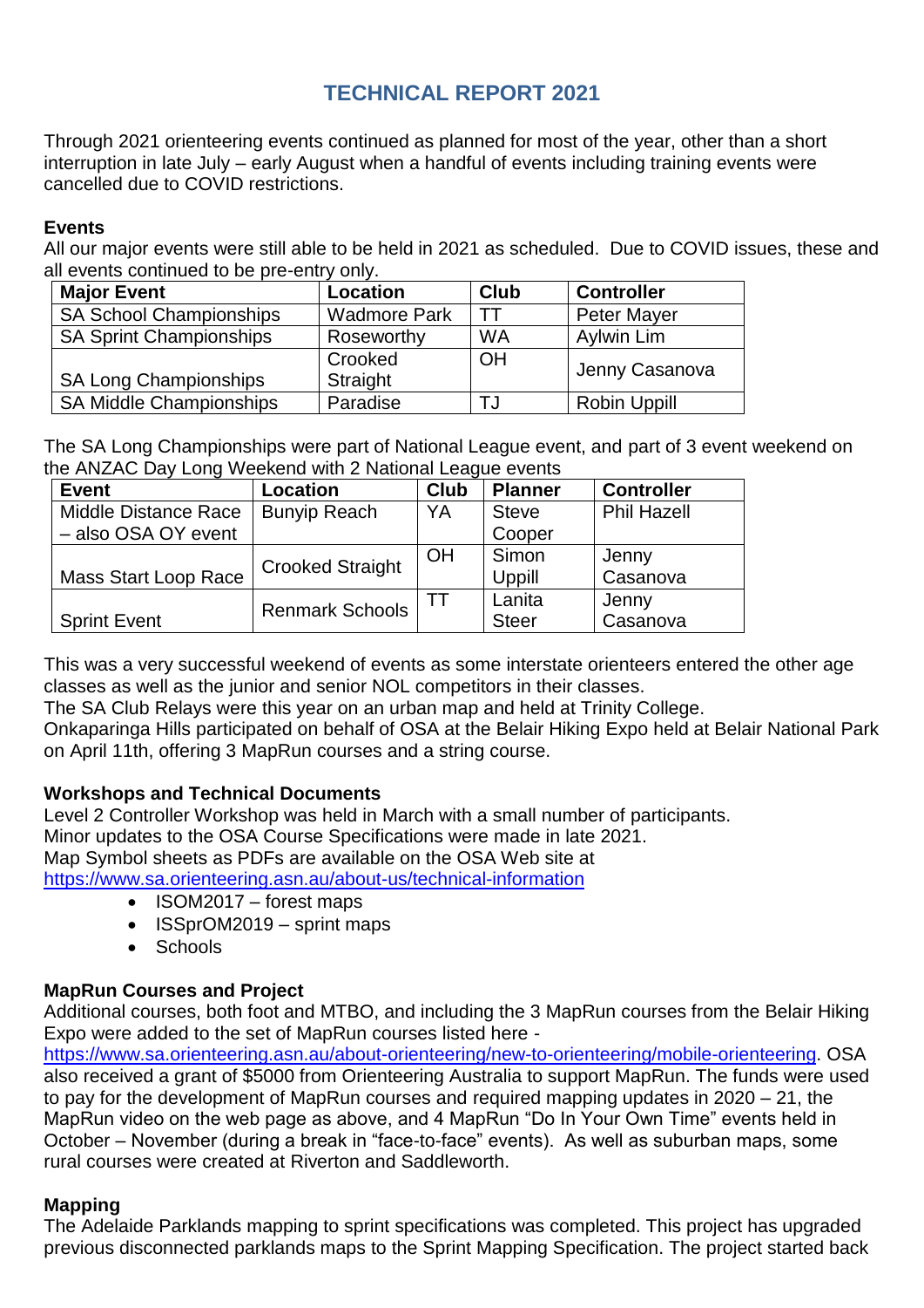# TECHNICAL REPORT 2021

Through 2021 orienteering events continued as planned for most of the year, other than a short interruption in late July – early August when a handful of events including training events were cancelled due to COVID restrictions.

**Events**

All our major events were still able to be held in 2021 as scheduled. Due to COVID issues, these and all events continued to be pre-entry only.

| Major Event | Location | Club | Controller |
|---|---|---|---|
| SA School Championships | Wadmore Park | TT | Peter Mayer |
| SA Sprint Championships | Roseworthy | WA | Aylwin Lim |
| SA Long Championships | Crooked Straight | OH | Jenny Casanova |
| SA Middle Championships | Paradise | TJ | Robin Uppill |

The SA Long Championships were part of National League event, and part of 3 event weekend on the ANZAC Day Long Weekend with 2 National League events

| Event | Location | Club | Planner | Controller |
|---|---|---|---|---|
| Middle Distance Race – also OSA OY event | Bunyip Reach | YA | Steve Cooper | Phil Hazell |
| Mass Start Loop Race | Crooked Straight | OH | Simon Uppill | Jenny Casanova |
| Sprint Event | Renmark Schools | TT | Lanita Steer | Jenny Casanova |

This was a very successful weekend of events as some interstate orienteers entered the other age classes as well as the junior and senior NOL competitors in their classes.
The SA Club Relays were this year on an urban map and held at Trinity College.
Onkaparinga Hills participated on behalf of OSA at the Belair Hiking Expo held at Belair National Park on April 11th, offering 3 MapRun courses and a string course.

**Workshops and Technical Documents**

Level 2 Controller Workshop was held in March with a small number of participants.
Minor updates to the OSA Course Specifications were made in late 2021.
Map Symbol sheets as PDFs are available on the OSA Web site at
https://www.sa.orienteering.asn.au/about-us/technical-information

- ISOM2017 – forest maps
- ISSprOM2019 – sprint maps
- Schools

**MapRun Courses and Project**

Additional courses, both foot and MTBO, and including the 3 MapRun courses from the Belair Hiking Expo were added to the set of MapRun courses listed here - https://www.sa.orienteering.asn.au/about-orienteering/new-to-orienteering/mobile-orienteering. OSA also received a grant of $5000 from Orienteering Australia to support MapRun. The funds were used to pay for the development of MapRun courses and required mapping updates in 2020 – 21, the MapRun video on the web page as above, and 4 MapRun "Do In Your Own Time" events held in October – November (during a break in "face-to-face" events). As well as suburban maps, some rural courses were created at Riverton and Saddleworth.

**Mapping**

The Adelaide Parklands mapping to sprint specifications was completed. This project has upgraded previous disconnected parklands maps to the Sprint Mapping Specification. The project started back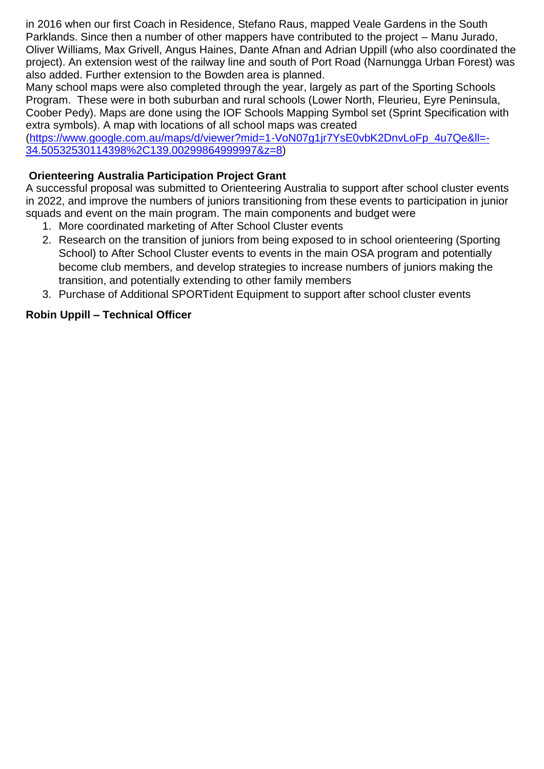in 2016 when our first Coach in Residence, Stefano Raus, mapped Veale Gardens in the South Parklands. Since then a number of other mappers have contributed to the project – Manu Jurado, Oliver Williams, Max Grivell, Angus Haines, Dante Afnan and Adrian Uppill (who also coordinated the project). An extension west of the railway line and south of Port Road (Narnungga Urban Forest) was also added. Further extension to the Bowden area is planned.

Many school maps were also completed through the year, largely as part of the Sporting Schools Program. These were in both suburban and rural schools (Lower North, Fleurieu, Eyre Peninsula, Coober Pedy). Maps are done using the IOF Schools Mapping Symbol set (Sprint Specification with extra symbols). A map with locations of all school maps was created (https://www.google.com.au/maps/d/viewer?mid=1-VoN07g1jr7YsE0vbK2DnvLoFp_4u7Qe&ll=-34.50532530114398%2C139.00299864999997&z=8)

**Orienteering Australia Participation Project Grant**

A successful proposal was submitted to Orienteering Australia to support after school cluster events in 2022, and improve the numbers of juniors transitioning from these events to participation in junior squads and event on the main program. The main components and budget were

1. More coordinated marketing of After School Cluster events
2. Research on the transition of juniors from being exposed to in school orienteering (Sporting School) to After School Cluster events to events in the main OSA program and potentially become club members, and develop strategies to increase numbers of juniors making the transition, and potentially extending to other family members
3. Purchase of Additional SPORTident Equipment to support after school cluster events

**Robin Uppill – Technical Officer**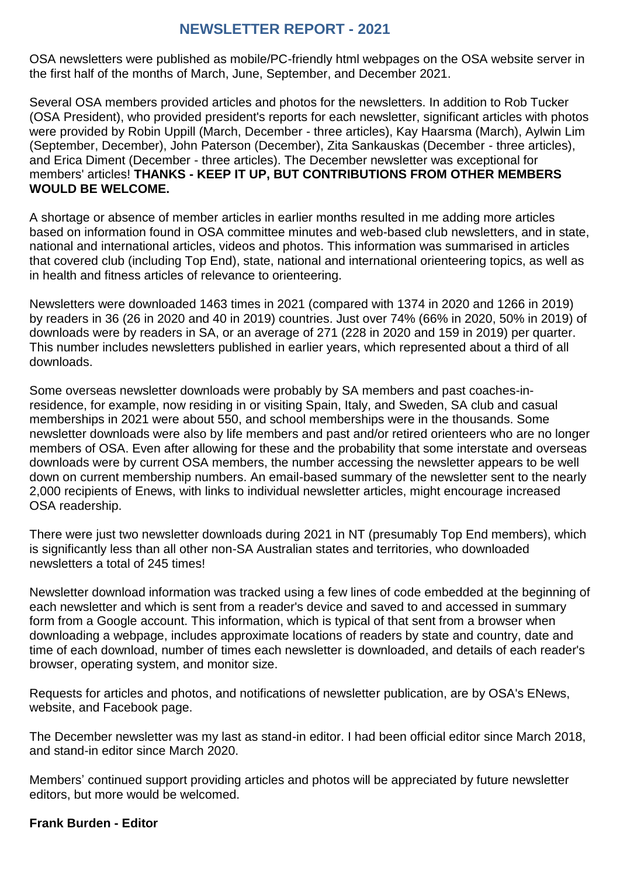# NEWSLETTER REPORT - 2021

OSA newsletters were published as mobile/PC-friendly html webpages on the OSA website server in the first half of the months of March, June, September, and December 2021.

Several OSA members provided articles and photos for the newsletters. In addition to Rob Tucker (OSA President), who provided president's reports for each newsletter, significant articles with photos were provided by Robin Uppill (March, December - three articles), Kay Haarsma (March), Aylwin Lim (September, December), John Paterson (December), Zita Sankauskas (December - three articles), and Erica Diment (December - three articles). The December newsletter was exceptional for members' articles! **THANKS - KEEP IT UP, BUT CONTRIBUTIONS FROM OTHER MEMBERS WOULD BE WELCOME.**

A shortage or absence of member articles in earlier months resulted in me adding more articles based on information found in OSA committee minutes and web-based club newsletters, and in state, national and international articles, videos and photos. This information was summarised in articles that covered club (including Top End), state, national and international orienteering topics, as well as in health and fitness articles of relevance to orienteering.

Newsletters were downloaded 1463 times in 2021 (compared with 1374 in 2020 and 1266 in 2019) by readers in 36 (26 in 2020 and 40 in 2019) countries. Just over 74% (66% in 2020, 50% in 2019) of downloads were by readers in SA, or an average of 271 (228 in 2020 and 159 in 2019) per quarter. This number includes newsletters published in earlier years, which represented about a third of all downloads.

Some overseas newsletter downloads were probably by SA members and past coaches-in-residence, for example, now residing in or visiting Spain, Italy, and Sweden, SA club and casual memberships in 2021 were about 550, and school memberships were in the thousands. Some newsletter downloads were also by life members and past and/or retired orienteers who are no longer members of OSA. Even after allowing for these and the probability that some interstate and overseas downloads were by current OSA members, the number accessing the newsletter appears to be well down on current membership numbers. An email-based summary of the newsletter sent to the nearly 2,000 recipients of Enews, with links to individual newsletter articles, might encourage increased OSA readership.

There were just two newsletter downloads during 2021 in NT (presumably Top End members), which is significantly less than all other non-SA Australian states and territories, who downloaded newsletters a total of 245 times!

Newsletter download information was tracked using a few lines of code embedded at the beginning of each newsletter and which is sent from a reader's device and saved to and accessed in summary form from a Google account. This information, which is typical of that sent from a browser when downloading a webpage, includes approximate locations of readers by state and country, date and time of each download, number of times each newsletter is downloaded, and details of each reader's browser, operating system, and monitor size.

Requests for articles and photos, and notifications of newsletter publication, are by OSA's ENews, website, and Facebook page.

The December newsletter was my last as stand-in editor. I had been official editor since March 2018, and stand-in editor since March 2020.

Members' continued support providing articles and photos will be appreciated by future newsletter editors, but more would be welcomed.

**Frank Burden - Editor**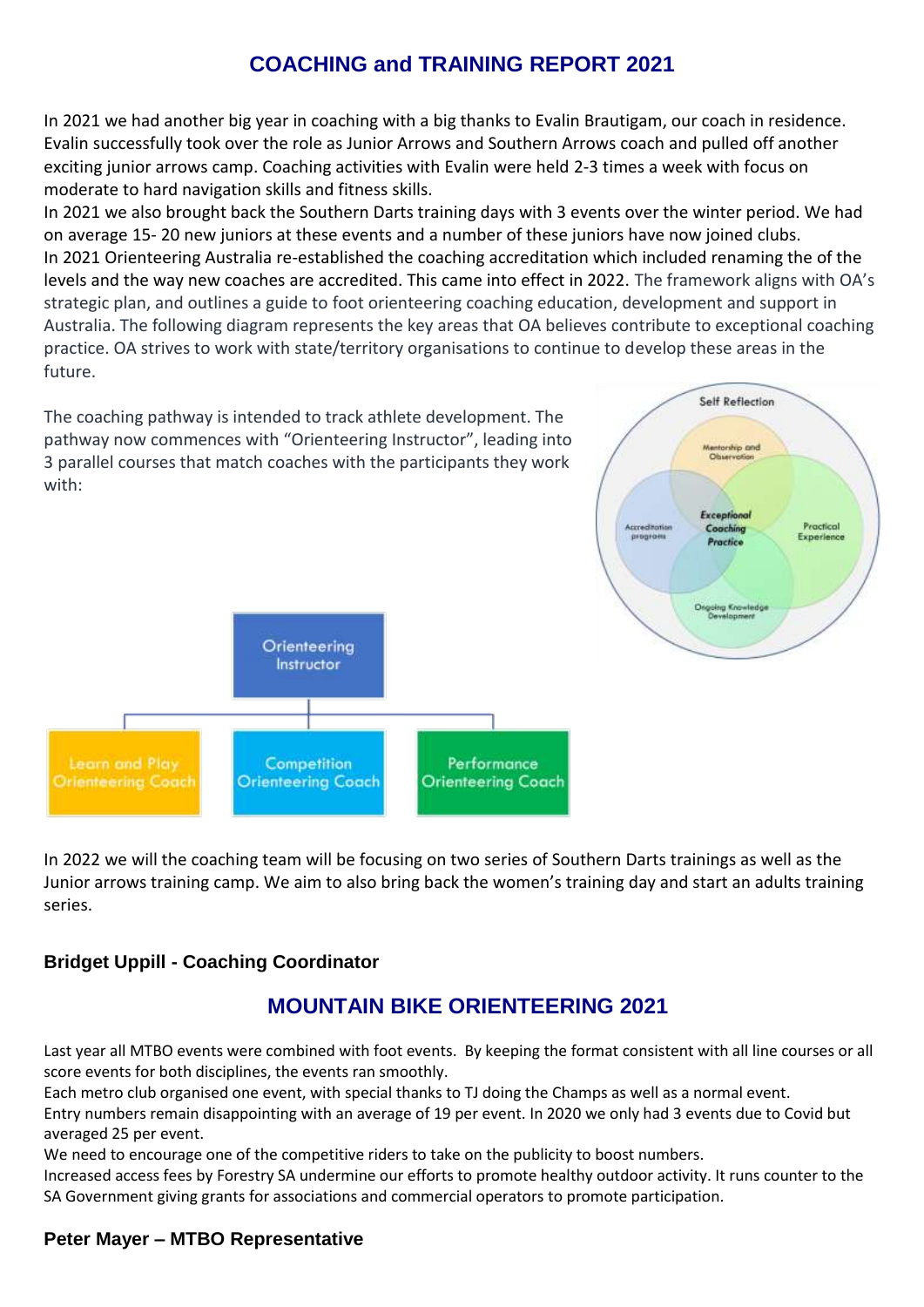## COACHING and TRAINING REPORT 2021

In 2021 we had another big year in coaching with a big thanks to Evalin Brautigam, our coach in residence. Evalin successfully took over the role as Junior Arrows and Southern Arrows coach and pulled off another exciting junior arrows camp. Coaching activities with Evalin were held 2-3 times a week with focus on moderate to hard navigation skills and fitness skills.

In 2021 we also brought back the Southern Darts training days with 3 events over the winter period. We had on average 15- 20 new juniors at these events and a number of these juniors have now joined clubs.

In 2021 Orienteering Australia re-established the coaching accreditation which included renaming the of the levels and the way new coaches are accredited. This came into effect in 2022. The framework aligns with OA's strategic plan, and outlines a guide to foot orienteering coaching education, development and support in Australia. The following diagram represents the key areas that OA believes contribute to exceptional coaching practice. OA strives to work with state/territory organisations to continue to develop these areas in the future.

Self Reflection
Mentorship and Observation
Accreditation programs
Exceptional Coaching Practice
Practical Experience
Ongoing Knowledge Development

The coaching pathway is intended to track athlete development. The pathway now commences with "Orienteering Instructor", leading into 3 parallel courses that match coaches with the participants they work with:

Orienteering Instructor
Learn and Play Orienteering Coach
Competition Orienteering Coach
Performance Orienteering Coach

In 2022 we will the coaching team will be focusing on two series of Southern Darts trainings as well as the Junior arrows training camp. We aim to also bring back the women's training day and start an adults training series.

**Bridget Uppill - Coaching Coordinator**

## MOUNTAIN BIKE ORIENTEERING 2021

Last year all MTBO events were combined with foot events. By keeping the format consistent with all line courses or all score events for both disciplines, the events ran smoothly.

Each metro club organised one event, with special thanks to TJ doing the Champs as well as a normal event.

Entry numbers remain disappointing with an average of 19 per event. In 2020 we only had 3 events due to Covid but averaged 25 per event.

We need to encourage one of the competitive riders to take on the publicity to boost numbers.

Increased access fees by Forestry SA undermine our efforts to promote healthy outdoor activity. It runs counter to the SA Government giving grants for associations and commercial operators to promote participation.

**Peter Mayer – MTBO Representative**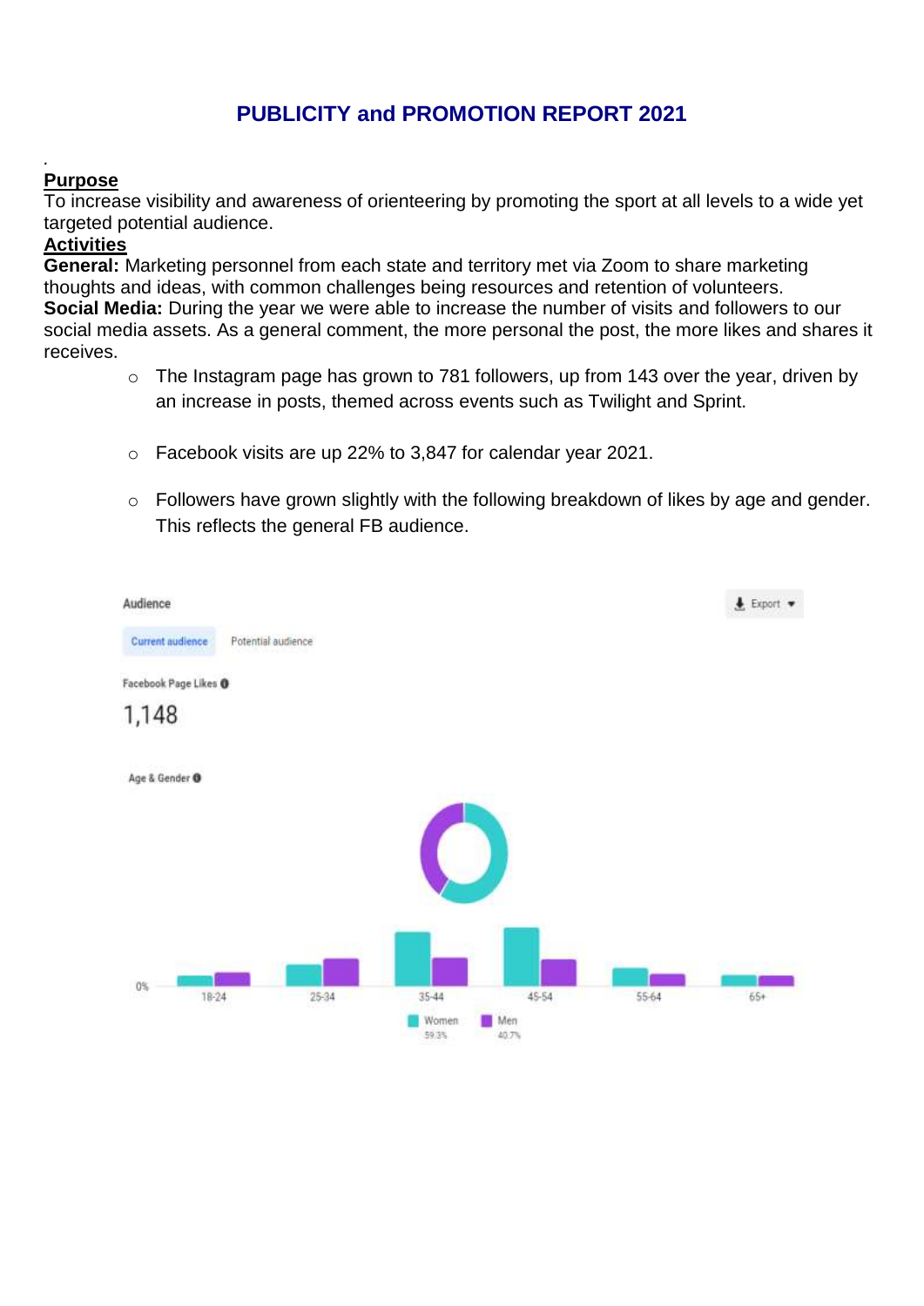# PUBLICITY and PROMOTION REPORT 2021

.

**Purpose**

To increase visibility and awareness of orienteering by promoting the sport at all levels to a wide yet targeted potential audience.

**Activities**

**General:** Marketing personnel from each state and territory met via Zoom to share marketing thoughts and ideas, with common challenges being resources and retention of volunteers.

**Social Media:** During the year we were able to increase the number of visits and followers to our social media assets. As a general comment, the more personal the post, the more likes and shares it receives.

- The Instagram page has grown to 781 followers, up from 143 over the year, driven by an increase in posts, themed across events such as Twilight and Sprint.
- Facebook visits are up 22% to 3,847 for calendar year 2021.
- Followers have grown slightly with the following breakdown of likes by age and gender. This reflects the general FB audience.

Audience

Export

Current audience

Potential audience

Facebook Page Likes

1,148

Age & Gender

0%

18-24

25-34

35-44

45-54

55-64

65+

Women 59.3%

Men 40.7%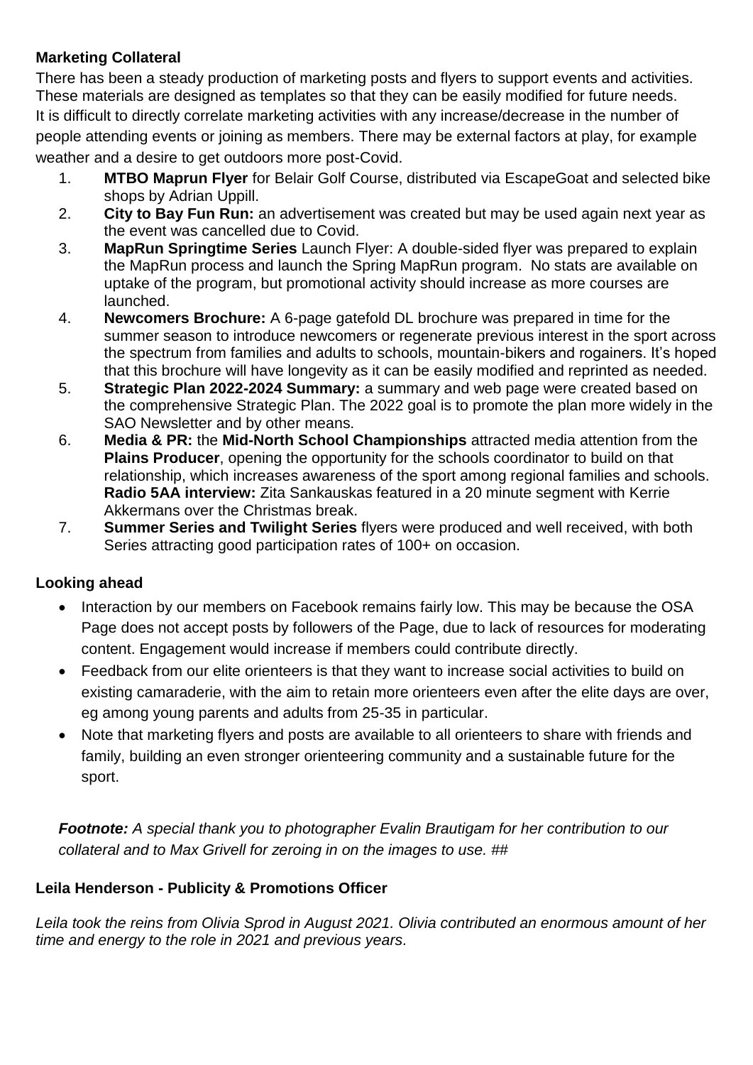**Marketing Collateral**

There has been a steady production of marketing posts and flyers to support events and activities. These materials are designed as templates so that they can be easily modified for future needs. It is difficult to directly correlate marketing activities with any increase/decrease in the number of people attending events or joining as members. There may be external factors at play, for example weather and a desire to get outdoors more post-Covid.

1. **MTBO Maprun Flyer** for Belair Golf Course, distributed via EscapeGoat and selected bike shops by Adrian Uppill.
2. **City to Bay Fun Run:** an advertisement was created but may be used again next year as the event was cancelled due to Covid.
3. **MapRun Springtime Series** Launch Flyer: A double-sided flyer was prepared to explain the MapRun process and launch the Spring MapRun program. No stats are available on uptake of the program, but promotional activity should increase as more courses are launched.
4. **Newcomers Brochure:** A 6-page gatefold DL brochure was prepared in time for the summer season to introduce newcomers or regenerate previous interest in the sport across the spectrum from families and adults to schools, mountain-bikers and rogainers. It's hoped that this brochure will have longevity as it can be easily modified and reprinted as needed.
5. **Strategic Plan 2022-2024 Summary:** a summary and web page were created based on the comprehensive Strategic Plan. The 2022 goal is to promote the plan more widely in the SAO Newsletter and by other means.
6. **Media & PR:** the **Mid-North School Championships** attracted media attention from the **Plains Producer**, opening the opportunity for the schools coordinator to build on that relationship, which increases awareness of the sport among regional families and schools. **Radio 5AA interview:** Zita Sankauskas featured in a 20 minute segment with Kerrie Akkermans over the Christmas break.
7. **Summer Series and Twilight Series** flyers were produced and well received, with both Series attracting good participation rates of 100+ on occasion.

**Looking ahead**

- Interaction by our members on Facebook remains fairly low. This may be because the OSA Page does not accept posts by followers of the Page, due to lack of resources for moderating content. Engagement would increase if members could contribute directly.
- Feedback from our elite orienteers is that they want to increase social activities to build on existing camaraderie, with the aim to retain more orienteers even after the elite days are over, eg among young parents and adults from 25-35 in particular.
- Note that marketing flyers and posts are available to all orienteers to share with friends and family, building an even stronger orienteering community and a sustainable future for the sport.

***Footnote:*** *A special thank you to photographer Evalin Brautigam for her contribution to our collateral and to Max Grivell for zeroing in on the images to use. ##*

**Leila Henderson - Publicity & Promotions Officer**

*Leila took the reins from Olivia Sprod in August 2021. Olivia contributed an enormous amount of her time and energy to the role in 2021 and previous years.*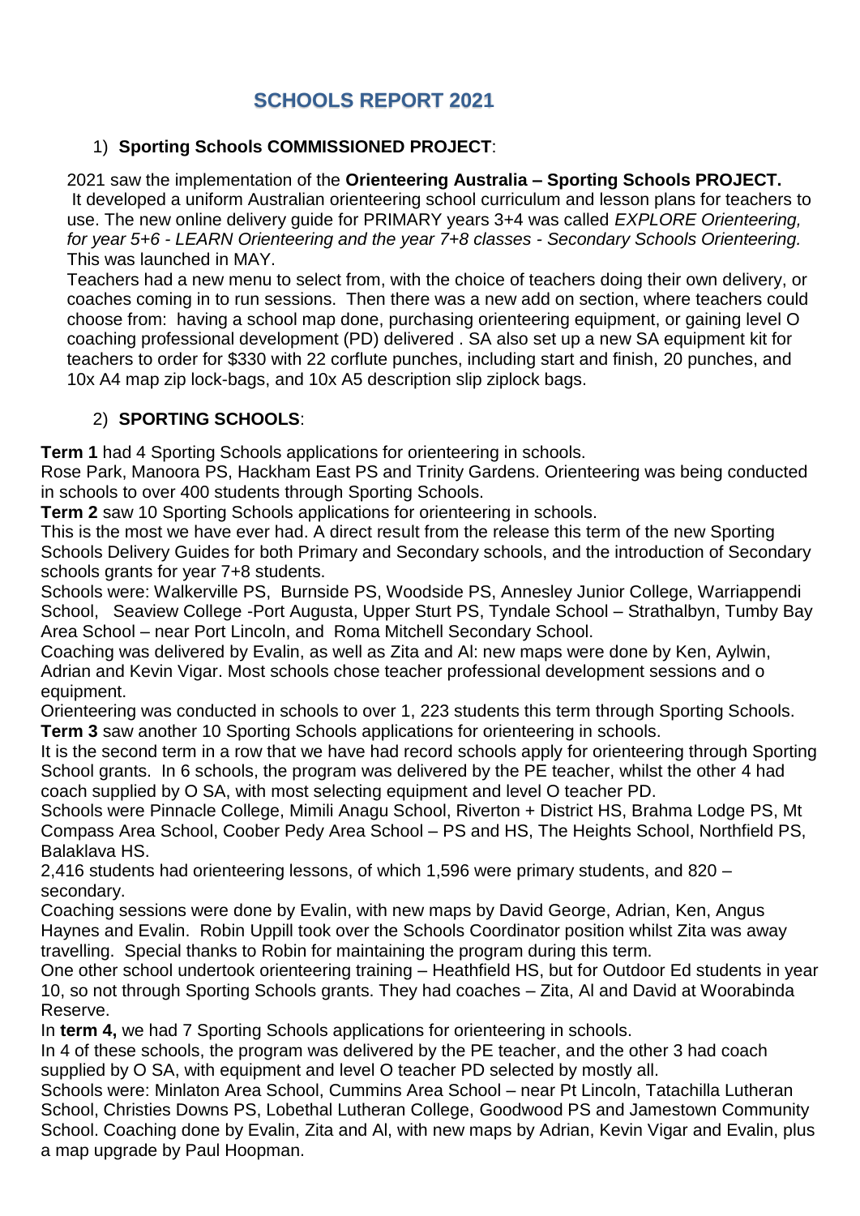# SCHOOLS REPORT 2021

1) **Sporting Schools COMMISSIONED PROJECT**:

2021 saw the implementation of the **Orienteering Australia – Sporting Schools PROJECT.** It developed a uniform Australian orienteering school curriculum and lesson plans for teachers to use. The new online delivery guide for PRIMARY years 3+4 was called *EXPLORE Orienteering, for year 5+6 - LEARN Orienteering and the year 7+8 classes - Secondary Schools Orienteering.* This was launched in MAY.

Teachers had a new menu to select from, with the choice of teachers doing their own delivery, or coaches coming in to run sessions. Then there was a new add on section, where teachers could choose from: having a school map done, purchasing orienteering equipment, or gaining level O coaching professional development (PD) delivered . SA also set up a new SA equipment kit for teachers to order for $330 with 22 corflute punches, including start and finish, 20 punches, and 10x A4 map zip lock-bags, and 10x A5 description slip ziplock bags.

2) **SPORTING SCHOOLS**:

**Term 1** had 4 Sporting Schools applications for orienteering in schools.
Rose Park, Manoora PS, Hackham East PS and Trinity Gardens. Orienteering was being conducted in schools to over 400 students through Sporting Schools.

**Term 2** saw 10 Sporting Schools applications for orienteering in schools.
This is the most we have ever had. A direct result from the release this term of the new Sporting Schools Delivery Guides for both Primary and Secondary schools, and the introduction of Secondary schools grants for year 7+8 students.
Schools were: Walkerville PS, Burnside PS, Woodside PS, Annesley Junior College, Warriappendi School, Seaview College -Port Augusta, Upper Sturt PS, Tyndale School – Strathalbyn, Tumby Bay Area School – near Port Lincoln, and Roma Mitchell Secondary School.
Coaching was delivered by Evalin, as well as Zita and Al: new maps were done by Ken, Aylwin, Adrian and Kevin Vigar. Most schools chose teacher professional development sessions and o equipment.
Orienteering was conducted in schools to over 1, 223 students this term through Sporting Schools.

**Term 3** saw another 10 Sporting Schools applications for orienteering in schools.
It is the second term in a row that we have had record schools apply for orienteering through Sporting School grants. In 6 schools, the program was delivered by the PE teacher, whilst the other 4 had coach supplied by O SA, with most selecting equipment and level O teacher PD.
Schools were Pinnacle College, Mimili Anagu School, Riverton + District HS, Brahma Lodge PS, Mt Compass Area School, Coober Pedy Area School – PS and HS, The Heights School, Northfield PS, Balaklava HS.
2,416 students had orienteering lessons, of which 1,596 were primary students, and 820 – secondary.
Coaching sessions were done by Evalin, with new maps by David George, Adrian, Ken, Angus Haynes and Evalin. Robin Uppill took over the Schools Coordinator position whilst Zita was away travelling. Special thanks to Robin for maintaining the program during this term.
One other school undertook orienteering training – Heathfield HS, but for Outdoor Ed students in year 10, so not through Sporting Schools grants. They had coaches – Zita, Al and David at Woorabinda Reserve.

In **term 4,** we had 7 Sporting Schools applications for orienteering in schools.
In 4 of these schools, the program was delivered by the PE teacher, and the other 3 had coach supplied by O SA, with equipment and level O teacher PD selected by mostly all.
Schools were: Minlaton Area School, Cummins Area School – near Pt Lincoln, Tatachilla Lutheran School, Christies Downs PS, Lobethal Lutheran College, Goodwood PS and Jamestown Community School. Coaching done by Evalin, Zita and Al, with new maps by Adrian, Kevin Vigar and Evalin, plus a map upgrade by Paul Hoopman.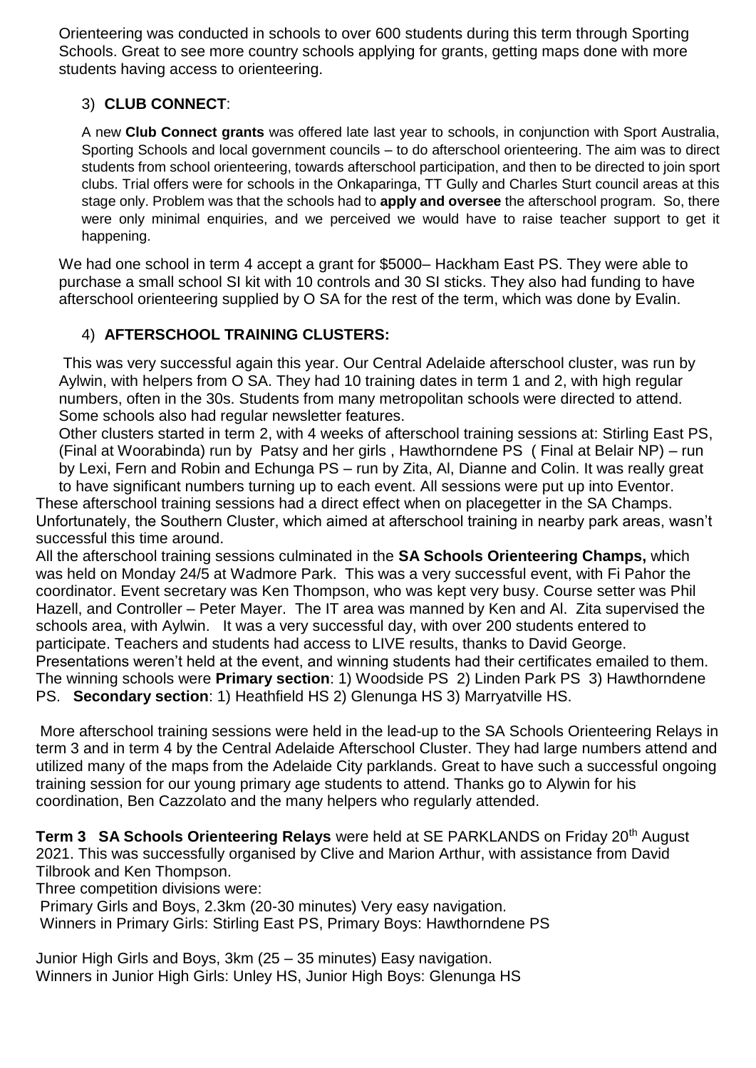Orienteering was conducted in schools to over 600 students during this term through Sporting Schools. Great to see more country schools applying for grants, getting maps done with more students having access to orienteering.

3) **CLUB CONNECT**:

A new **Club Connect grants** was offered late last year to schools, in conjunction with Sport Australia, Sporting Schools and local government councils – to do afterschool orienteering. The aim was to direct students from school orienteering, towards afterschool participation, and then to be directed to join sport clubs. Trial offers were for schools in the Onkaparinga, TT Gully and Charles Sturt council areas at this stage only. Problem was that the schools had to **apply and oversee** the afterschool program. So, there were only minimal enquiries, and we perceived we would have to raise teacher support to get it happening.

We had one school in term 4 accept a grant for $5000– Hackham East PS. They were able to purchase a small school SI kit with 10 controls and 30 SI sticks. They also had funding to have afterschool orienteering supplied by O SA for the rest of the term, which was done by Evalin.

4) **AFTERSCHOOL TRAINING CLUSTERS:**

This was very successful again this year. Our Central Adelaide afterschool cluster, was run by Aylwin, with helpers from O SA. They had 10 training dates in term 1 and 2, with high regular numbers, often in the 30s. Students from many metropolitan schools were directed to attend. Some schools also had regular newsletter features.

Other clusters started in term 2, with 4 weeks of afterschool training sessions at: Stirling East PS, (Final at Woorabinda) run by Patsy and her girls , Hawthorndene PS ( Final at Belair NP) – run by Lexi, Fern and Robin and Echunga PS – run by Zita, Al, Dianne and Colin. It was really great to have significant numbers turning up to each event. All sessions were put up into Eventor.

These afterschool training sessions had a direct effect when on placegetter in the SA Champs. Unfortunately, the Southern Cluster, which aimed at afterschool training in nearby park areas, wasn't successful this time around.

All the afterschool training sessions culminated in the **SA Schools Orienteering Champs,** which was held on Monday 24/5 at Wadmore Park. This was a very successful event, with Fi Pahor the coordinator. Event secretary was Ken Thompson, who was kept very busy. Course setter was Phil Hazell, and Controller – Peter Mayer. The IT area was manned by Ken and Al. Zita supervised the schools area, with Aylwin. It was a very successful day, with over 200 students entered to participate. Teachers and students had access to LIVE results, thanks to David George. Presentations weren't held at the event, and winning students had their certificates emailed to them. The winning schools were **Primary section**: 1) Woodside PS 2) Linden Park PS 3) Hawthorndene PS. **Secondary section**: 1) Heathfield HS 2) Glenunga HS 3) Marryatville HS.

More afterschool training sessions were held in the lead-up to the SA Schools Orienteering Relays in term 3 and in term 4 by the Central Adelaide Afterschool Cluster. They had large numbers attend and utilized many of the maps from the Adelaide City parklands. Great to have such a successful ongoing training session for our young primary age students to attend. Thanks go to Alywin for his coordination, Ben Cazzolato and the many helpers who regularly attended.

**Term 3 SA Schools Orienteering Relays** were held at SE PARKLANDS on Friday 20th August 2021. This was successfully organised by Clive and Marion Arthur, with assistance from David Tilbrook and Ken Thompson.

Three competition divisions were:

Primary Girls and Boys, 2.3km (20-30 minutes) Very easy navigation.
Winners in Primary Girls: Stirling East PS, Primary Boys: Hawthorndene PS

Junior High Girls and Boys, 3km (25 – 35 minutes) Easy navigation.
Winners in Junior High Girls: Unley HS, Junior High Boys: Glenunga HS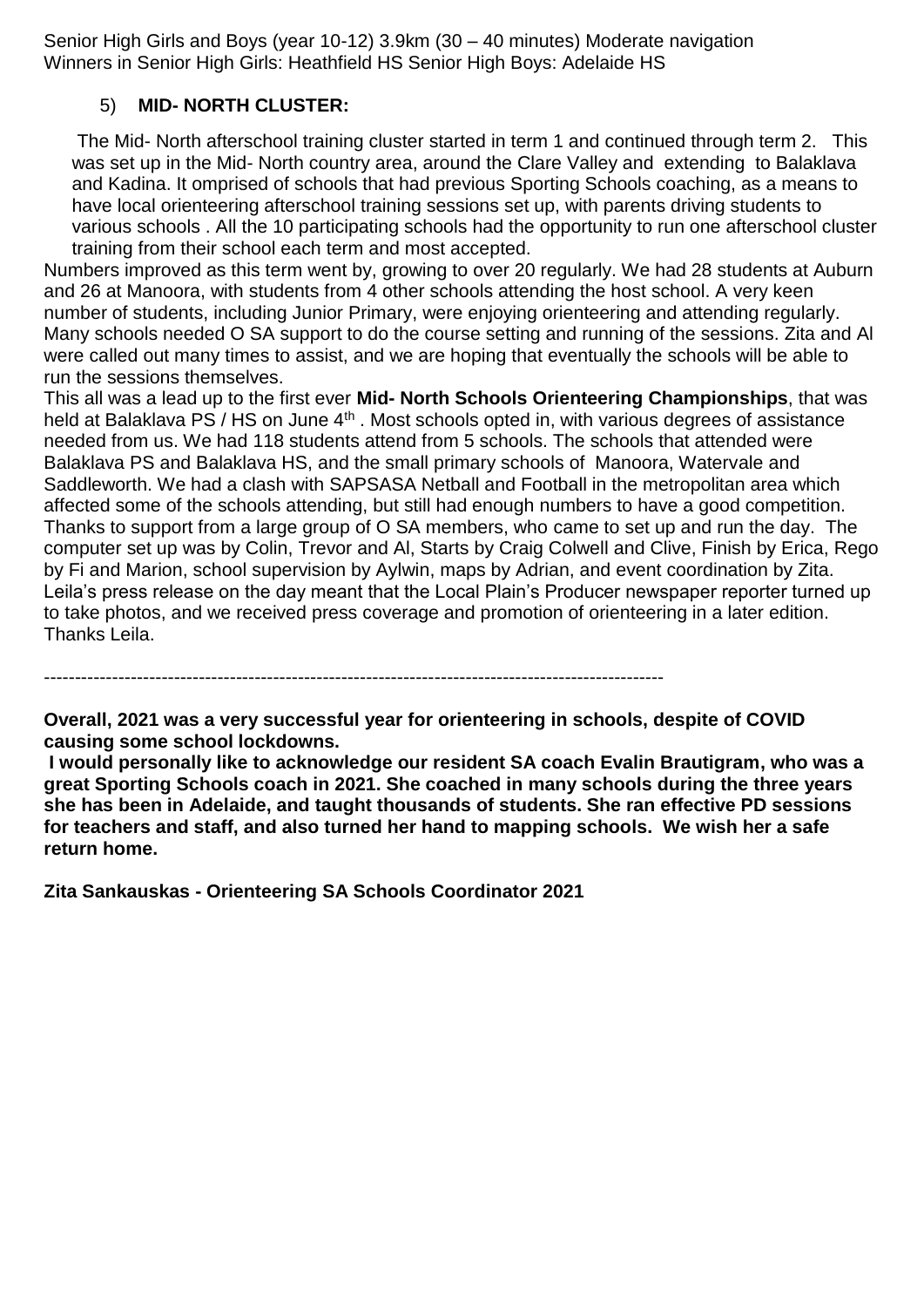Senior High Girls and Boys (year 10-12) 3.9km (30 – 40 minutes) Moderate navigation
Winners in Senior High Girls: Heathfield HS Senior High Boys: Adelaide HS

## 5) MID- NORTH CLUSTER:

The Mid- North afterschool training cluster started in term 1 and continued through term 2. This was set up in the Mid- North country area, around the Clare Valley and extending to Balaklava and Kadina. It omprised of schools that had previous Sporting Schools coaching, as a means to have local orienteering afterschool training sessions set up, with parents driving students to various schools . All the 10 participating schools had the opportunity to run one afterschool cluster training from their school each term and most accepted.

Numbers improved as this term went by, growing to over 20 regularly. We had 28 students at Auburn and 26 at Manoora, with students from 4 other schools attending the host school. A very keen number of students, including Junior Primary, were enjoying orienteering and attending regularly. Many schools needed O SA support to do the course setting and running of the sessions. Zita and Al were called out many times to assist, and we are hoping that eventually the schools will be able to run the sessions themselves.

This all was a lead up to the first ever **Mid- North Schools Orienteering Championships**, that was held at Balaklava PS / HS on June 4th . Most schools opted in, with various degrees of assistance needed from us. We had 118 students attend from 5 schools. The schools that attended were Balaklava PS and Balaklava HS, and the small primary schools of Manoora, Watervale and Saddleworth. We had a clash with SAPSASA Netball and Football in the metropolitan area which affected some of the schools attending, but still had enough numbers to have a good competition. Thanks to support from a large group of O SA members, who came to set up and run the day. The computer set up was by Colin, Trevor and Al, Starts by Craig Colwell and Clive, Finish by Erica, Rego by Fi and Marion, school supervision by Aylwin, maps by Adrian, and event coordination by Zita. Leila's press release on the day meant that the Local Plain's Producer newspaper reporter turned up to take photos, and we received press coverage and promotion of orienteering in a later edition. Thanks Leila.

---

**Overall, 2021 was a very successful year for orienteering in schools, despite of COVID causing some school lockdowns.**

**I would personally like to acknowledge our resident SA coach Evalin Brautigram, who was a great Sporting Schools coach in 2021. She coached in many schools during the three years she has been in Adelaide, and taught thousands of students. She ran effective PD sessions for teachers and staff, and also turned her hand to mapping schools. We wish her a safe return home.**

**Zita Sankauskas - Orienteering SA Schools Coordinator 2021**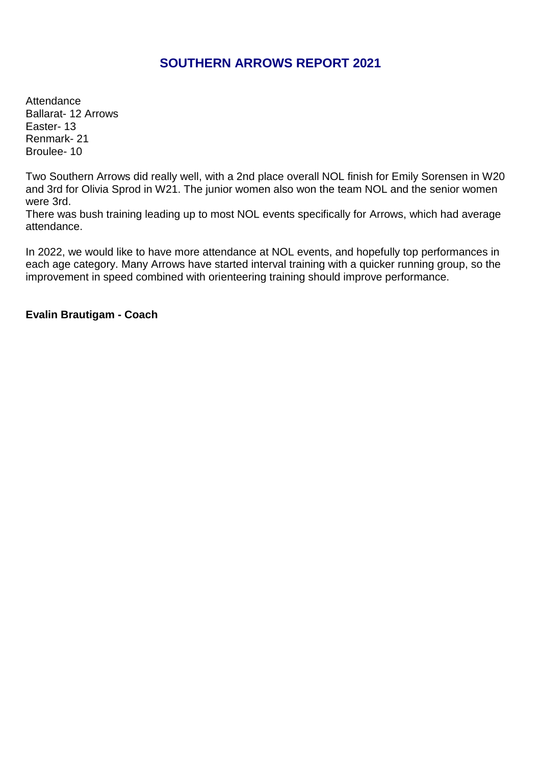## SOUTHERN ARROWS REPORT 2021

Attendance
Ballarat- 12 Arrows
Easter- 13
Renmark- 21
Broulee- 10

Two Southern Arrows did really well, with a 2nd place overall NOL finish for Emily Sorensen in W20 and 3rd for Olivia Sprod in W21. The junior women also won the team NOL and the senior women were 3rd.
There was bush training leading up to most NOL events specifically for Arrows, which had average attendance.

In 2022, we would like to have more attendance at NOL events, and hopefully top performances in each age category. Many Arrows have started interval training with a quicker running group, so the improvement in speed combined with orienteering training should improve performance.

**Evalin Brautigam - Coach**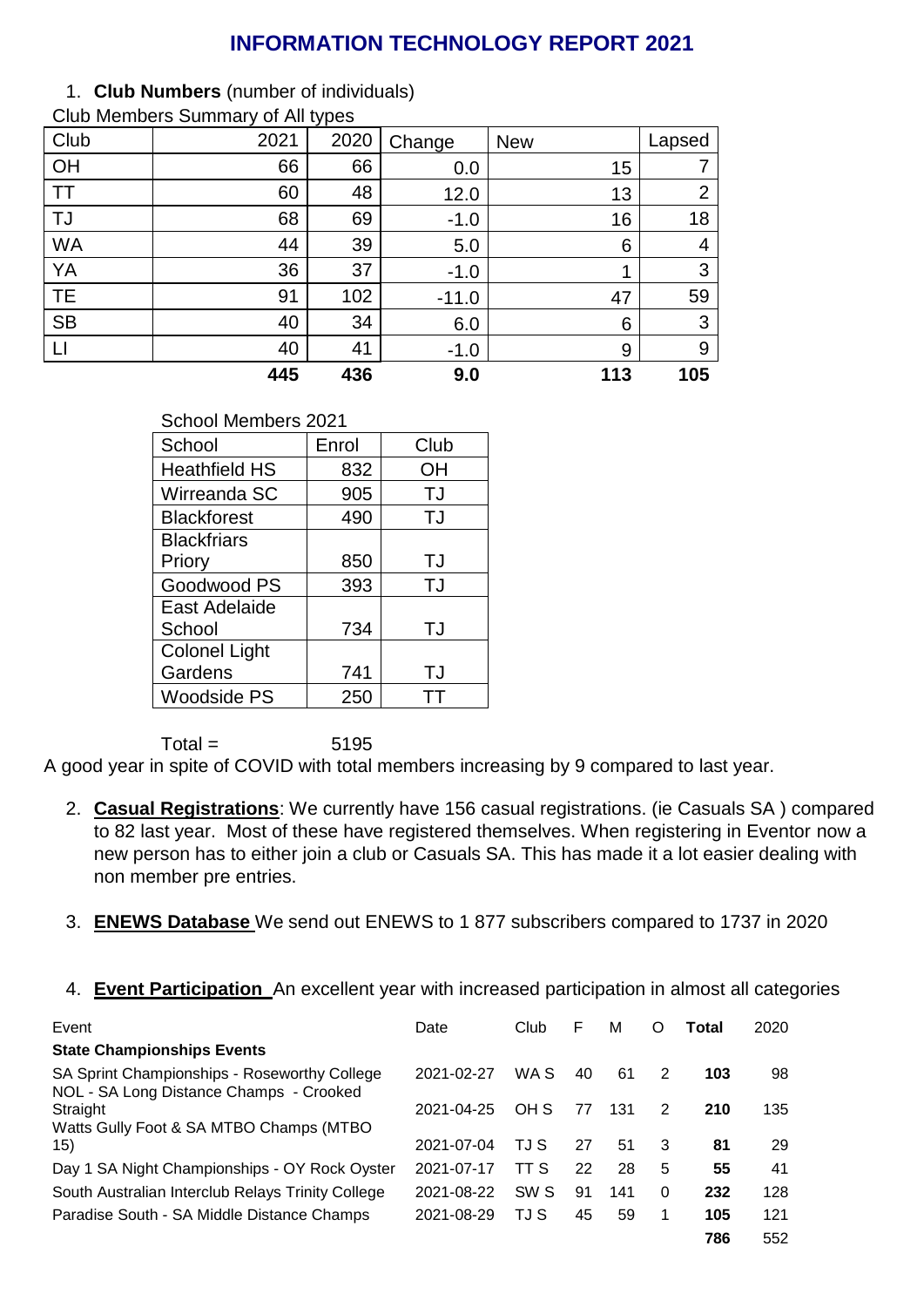# INFORMATION TECHNOLOGY REPORT 2021

1. **Club Numbers** (number of individuals)

Club Members Summary of All types

| Club | 2021 | 2020 | Change | New | Lapsed |
|---|---|---|---|---|---|
| OH | 66 | 66 | 0.0 | 15 | 7 |
| TT | 60 | 48 | 12.0 | 13 | 2 |
| TJ | 68 | 69 | -1.0 | 16 | 18 |
| WA | 44 | 39 | 5.0 | 6 | 4 |
| YA | 36 | 37 | -1.0 | 1 | 3 |
| TE | 91 | 102 | -11.0 | 47 | 59 |
| SB | 40 | 34 | 6.0 | 6 | 3 |
| LI | 40 | 41 | -1.0 | 9 | 9 |
| | **445** | **436** | **9.0** | **113** | **105** |

School Members 2021

| School | Enrol | Club |
|---|---|---|
| Heathfield HS | 832 | OH |
| Wirreanda SC | 905 | TJ |
| Blackforest | 490 | TJ |
| Blackfriars Priory | 850 | TJ |
| Goodwood PS | 393 | TJ |
| East Adelaide School | 734 | TJ |
| Colonel Light Gardens | 741 | TJ |
| Woodside PS | 250 | TT |

Total = 5195

A good year in spite of COVID with total members increasing by 9 compared to last year.

2. **Casual Registrations**: We currently have 156 casual registrations. (ie Casuals SA ) compared to 82 last year. Most of these have registered themselves. When registering in Eventor now a new person has to either join a club or Casuals SA. This has made it a lot easier dealing with non member pre entries.

3. **ENEWS Database** We send out ENEWS to 1 877 subscribers compared to 1737 in 2020

4. **Event Participation** An excellent year with increased participation in almost all categories

| Event | Date | Club | F | M | O | Total | 2020 |
|---|---|---|---|---|---|---|---|
| **State Championships Events** | | | | | | | |
| SA Sprint Championships - Roseworthy College | 2021-02-27 | WA S | 40 | 61 | 2 | **103** | 98 |
| NOL - SA Long Distance Champs - Crooked Straight | 2021-04-25 | OH S | 77 | 131 | 2 | **210** | 135 |
| Watts Gully Foot & SA MTBO Champs (MTBO 15) | 2021-07-04 | TJ S | 27 | 51 | 3 | **81** | 29 |
| Day 1 SA Night Championships - OY Rock Oyster | 2021-07-17 | TT S | 22 | 28 | 5 | **55** | 41 |
| South Australian Interclub Relays Trinity College | 2021-08-22 | SW S | 91 | 141 | 0 | **232** | 128 |
| Paradise South - SA Middle Distance Champs | 2021-08-29 | TJ S | 45 | 59 | 1 | **105** | 121 |
| | | | | | | **786** | 552 |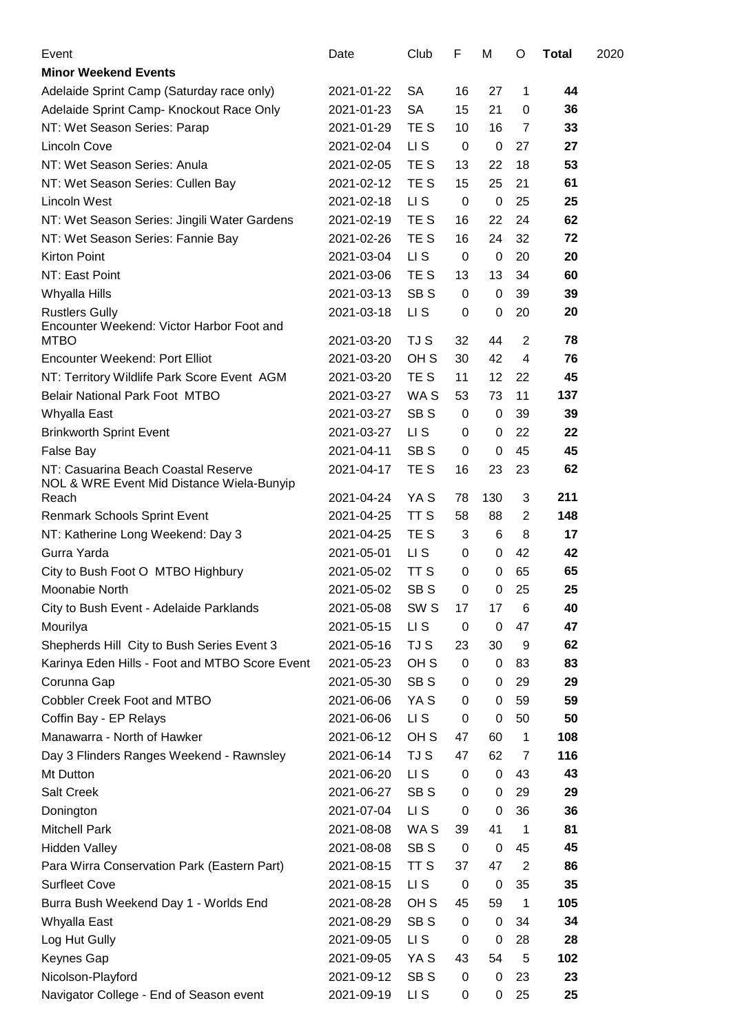| Event | Date | Club | F | M | O | **Total** | 2020 |
|---|---|---|---|---|---|---|---|
| **Minor Weekend Events** | | | | | | | |
| Adelaide Sprint Camp (Saturday race only) | 2021-01-22 | SA | 16 | 27 | 1 | **44** | |
| Adelaide Sprint Camp- Knockout Race Only | 2021-01-23 | SA | 15 | 21 | 0 | **36** | |
| NT: Wet Season Series: Parap | 2021-01-29 | TE S | 10 | 16 | 7 | **33** | |
| Lincoln Cove | 2021-02-04 | LI S | 0 | 0 | 27 | **27** | |
| NT: Wet Season Series: Anula | 2021-02-05 | TE S | 13 | 22 | 18 | **53** | |
| NT: Wet Season Series: Cullen Bay | 2021-02-12 | TE S | 15 | 25 | 21 | **61** | |
| Lincoln West | 2021-02-18 | LI S | 0 | 0 | 25 | **25** | |
| NT: Wet Season Series: Jingili Water Gardens | 2021-02-19 | TE S | 16 | 22 | 24 | **62** | |
| NT: Wet Season Series: Fannie Bay | 2021-02-26 | TE S | 16 | 24 | 32 | **72** | |
| Kirton Point | 2021-03-04 | LI S | 0 | 0 | 20 | **20** | |
| NT: East Point | 2021-03-06 | TE S | 13 | 13 | 34 | **60** | |
| Whyalla Hills | 2021-03-13 | SB S | 0 | 0 | 39 | **39** | |
| Rustlers Gully | 2021-03-18 | LI S | 0 | 0 | 20 | **20** | |
| Encounter Weekend: Victor Harbor Foot and MTBO | 2021-03-20 | TJ S | 32 | 44 | 2 | **78** | |
| Encounter Weekend: Port Elliot | 2021-03-20 | OH S | 30 | 42 | 4 | **76** | |
| NT: Territory Wildlife Park Score Event AGM | 2021-03-20 | TE S | 11 | 12 | 22 | **45** | |
| Belair National Park Foot MTBO | 2021-03-27 | WA S | 53 | 73 | 11 | **137** | |
| Whyalla East | 2021-03-27 | SB S | 0 | 0 | 39 | **39** | |
| Brinkworth Sprint Event | 2021-03-27 | LI S | 0 | 0 | 22 | **22** | |
| False Bay | 2021-04-11 | SB S | 0 | 0 | 45 | **45** | |
| NT: Casuarina Beach Coastal Reserve | 2021-04-17 | TE S | 16 | 23 | 23 | **62** | |
| NOL & WRE Event Mid Distance Wiela-Bunyip Reach | 2021-04-24 | YA S | 78 | 130 | 3 | **211** | |
| Renmark Schools Sprint Event | 2021-04-25 | TT S | 58 | 88 | 2 | **148** | |
| NT: Katherine Long Weekend: Day 3 | 2021-04-25 | TE S | 3 | 6 | 8 | **17** | |
| Gurra Yarda | 2021-05-01 | LI S | 0 | 0 | 42 | **42** | |
| City to Bush Foot O MTBO Highbury | 2021-05-02 | TT S | 0 | 0 | 65 | **65** | |
| Moonabie North | 2021-05-02 | SB S | 0 | 0 | 25 | **25** | |
| City to Bush Event - Adelaide Parklands | 2021-05-08 | SW S | 17 | 17 | 6 | **40** | |
| Mourilya | 2021-05-15 | LI S | 0 | 0 | 47 | **47** | |
| Shepherds Hill City to Bush Series Event 3 | 2021-05-16 | TJ S | 23 | 30 | 9 | **62** | |
| Karinya Eden Hills - Foot and MTBO Score Event | 2021-05-23 | OH S | 0 | 0 | 83 | **83** | |
| Corunna Gap | 2021-05-30 | SB S | 0 | 0 | 29 | **29** | |
| Cobbler Creek Foot and MTBO | 2021-06-06 | YA S | 0 | 0 | 59 | **59** | |
| Coffin Bay - EP Relays | 2021-06-06 | LI S | 0 | 0 | 50 | **50** | |
| Manawarra - North of Hawker | 2021-06-12 | OH S | 47 | 60 | 1 | **108** | |
| Day 3 Flinders Ranges Weekend - Rawnsley | 2021-06-14 | TJ S | 47 | 62 | 7 | **116** | |
| Mt Dutton | 2021-06-20 | LI S | 0 | 0 | 43 | **43** | |
| Salt Creek | 2021-06-27 | SB S | 0 | 0 | 29 | **29** | |
| Donington | 2021-07-04 | LI S | 0 | 0 | 36 | **36** | |
| Mitchell Park | 2021-08-08 | WA S | 39 | 41 | 1 | **81** | |
| Hidden Valley | 2021-08-08 | SB S | 0 | 0 | 45 | **45** | |
| Para Wirra Conservation Park (Eastern Part) | 2021-08-15 | TT S | 37 | 47 | 2 | **86** | |
| Surfleet Cove | 2021-08-15 | LI S | 0 | 0 | 35 | **35** | |
| Burra Bush Weekend Day 1 - Worlds End | 2021-08-28 | OH S | 45 | 59 | 1 | **105** | |
| Whyalla East | 2021-08-29 | SB S | 0 | 0 | 34 | **34** | |
| Log Hut Gully | 2021-09-05 | LI S | 0 | 0 | 28 | **28** | |
| Keynes Gap | 2021-09-05 | YA S | 43 | 54 | 5 | **102** | |
| Nicolson-Playford | 2021-09-12 | SB S | 0 | 0 | 23 | **23** | |
| Navigator College - End of Season event | 2021-09-19 | LI S | 0 | 0 | 25 | **25** | |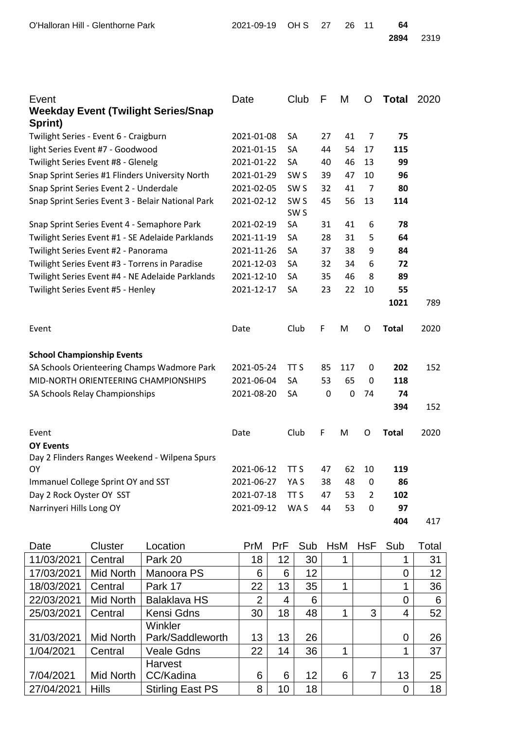| | | | | | | | |
|---|---|---|---|---|---|---|---|
| O'Halloran Hill - Glenthorne Park | 2021-09-19 | OH S | 27 | 26 | 11 | **64** | |
| | | | | | | **2894** | 2319 |

| Event | Date | Club | F | M | O | **Total** | 2020 |
|---|---|---|---|---|---|---|---|
| **Weekday Event (Twilight Series/Snap Sprint)** | | | | | | | |
| Twilight Series - Event 6 - Craigburn | 2021-01-08 | SA | 27 | 41 | 7 | **75** | |
| light Series Event #7 - Goodwood | 2021-01-15 | SA | 44 | 54 | 17 | **115** | |
| Twilight Series Event #8 - Glenelg | 2021-01-22 | SA | 40 | 46 | 13 | **99** | |
| Snap Sprint Series #1 Flinders University North | 2021-01-29 | SW S | 39 | 47 | 10 | **96** | |
| Snap Sprint Series Event 2 - Underdale | 2021-02-05 | SW S | 32 | 41 | 7 | **80** | |
| Snap Sprint Series Event 3 - Belair National Park | 2021-02-12 | SW S | 45 | 56 | 13 | **114** | |
| Snap Sprint Series Event 4 - Semaphore Park | 2021-02-19 | SW S SA | 31 | 41 | 6 | **78** | |
| Twilight Series Event #1 - SE Adelaide Parklands | 2021-11-19 | SA | 28 | 31 | 5 | **64** | |
| Twilight Series Event #2 - Panorama | 2021-11-26 | SA | 37 | 38 | 9 | **84** | |
| Twilight Series Event #3 - Torrens in Paradise | 2021-12-03 | SA | 32 | 34 | 6 | **72** | |
| Twilight Series Event #4 - NE Adelaide Parklands | 2021-12-10 | SA | 35 | 46 | 8 | **89** | |
| Twilight Series Event #5 - Henley | 2021-12-17 | SA | 23 | 22 | 10 | **55** | |
| | | | | | | **1021** | 789 |

| Event | Date | Club | F | M | O | **Total** | 2020 |
|---|---|---|---|---|---|---|---|
| **School Championship Events** | | | | | | | |
| SA Schools Orienteering Champs Wadmore Park | 2021-05-24 | TT S | 85 | 117 | 0 | **202** | 152 |
| MID-NORTH ORIENTEERING CHAMPIONSHIPS | 2021-06-04 | SA | 53 | 65 | 0 | **118** | |
| SA Schools Relay Championships | 2021-08-20 | SA | 0 | 0 | 74 | **74** | |
| | | | | | | **394** | 152 |

| Event | Date | Club | F | M | O | **Total** | 2020 |
|---|---|---|---|---|---|---|---|
| **OY Events** | | | | | | | |
| Day 2 Flinders Ranges Weekend - Wilpena Spurs OY | 2021-06-12 | TT S | 47 | 62 | 10 | **119** | |
| Immanuel College Sprint OY and SST | 2021-06-27 | YA S | 38 | 48 | 0 | **86** | |
| Day 2 Rock Oyster OY SST | 2021-07-18 | TT S | 47 | 53 | 2 | **102** | |
| Narrinyeri Hills Long OY | 2021-09-12 | WA S | 44 | 53 | 0 | **97** | |
| | | | | | | **404** | 417 |

| Date | Cluster | Location | PrM | PrF | Sub | HsM | HsF | Sub | Total |
|---|---|---|---|---|---|---|---|---|---|
| 11/03/2021 | Central | Park 20 | 18 | 12 | 30 | 1 | | 1 | 31 |
| 17/03/2021 | Mid North | Manoora PS | 6 | 6 | 12 | | | 0 | 12 |
| 18/03/2021 | Central | Park 17 | 22 | 13 | 35 | 1 | | 1 | 36 |
| 22/03/2021 | Mid North | Balaklava HS | 2 | 4 | 6 | | | 0 | 6 |
| 25/03/2021 | Central | Kensi Gdns | 30 | 18 | 48 | 1 | 3 | 4 | 52 |
| 31/03/2021 | Mid North | Winkler Park/Saddleworth | 13 | 13 | 26 | | | 0 | 26 |
| 1/04/2021 | Central | Veale Gdns | 22 | 14 | 36 | 1 | | 1 | 37 |
| 7/04/2021 | Mid North | Harvest CC/Kadina | 6 | 6 | 12 | 6 | 7 | 13 | 25 |
| 27/04/2021 | Hills | Stirling East PS | 8 | 10 | 18 | | | 0 | 18 |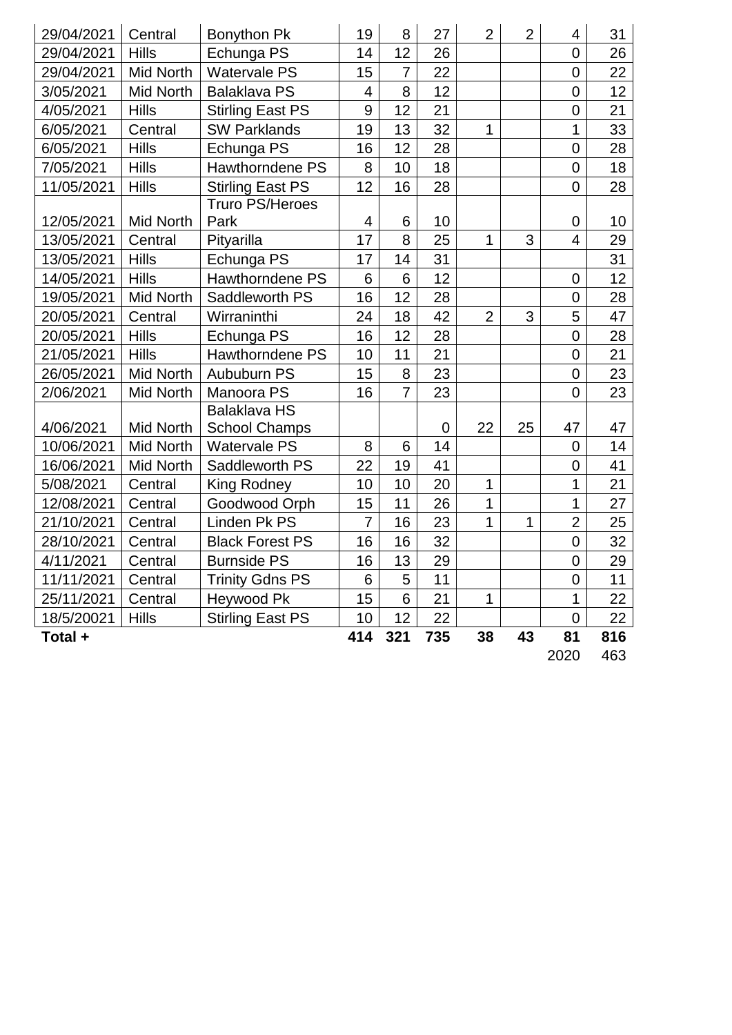| | | | | | | | | | |
|---|---|---|---|---|---|---|---|---|---|
| 29/04/2021 | Central | Bonython Pk | 19 | 8 | 27 | 2 | 2 | 4 | 31 |
| 29/04/2021 | Hills | Echunga PS | 14 | 12 | 26 | | | 0 | 26 |
| 29/04/2021 | Mid North | Watervale PS | 15 | 7 | 22 | | | 0 | 22 |
| 3/05/2021 | Mid North | Balaklava PS | 4 | 8 | 12 | | | 0 | 12 |
| 4/05/2021 | Hills | Stirling East PS | 9 | 12 | 21 | | | 0 | 21 |
| 6/05/2021 | Central | SW Parklands | 19 | 13 | 32 | 1 | | 1 | 33 |
| 6/05/2021 | Hills | Echunga PS | 16 | 12 | 28 | | | 0 | 28 |
| 7/05/2021 | Hills | Hawthorndene PS | 8 | 10 | 18 | | | 0 | 18 |
| 11/05/2021 | Hills | Stirling East PS | 12 | 16 | 28 | | | 0 | 28 |
| 12/05/2021 | Mid North | Truro PS/Heroes Park | 4 | 6 | 10 | | | 0 | 10 |
| 13/05/2021 | Central | Pityarilla | 17 | 8 | 25 | 1 | 3 | 4 | 29 |
| 13/05/2021 | Hills | Echunga PS | 17 | 14 | 31 | | | | 31 |
| 14/05/2021 | Hills | Hawthorndene PS | 6 | 6 | 12 | | | 0 | 12 |
| 19/05/2021 | Mid North | Saddleworth PS | 16 | 12 | 28 | | | 0 | 28 |
| 20/05/2021 | Central | Wirraninthi | 24 | 18 | 42 | 2 | 3 | 5 | 47 |
| 20/05/2021 | Hills | Echunga PS | 16 | 12 | 28 | | | 0 | 28 |
| 21/05/2021 | Hills | Hawthorndene PS | 10 | 11 | 21 | | | 0 | 21 |
| 26/05/2021 | Mid North | Aububurn PS | 15 | 8 | 23 | | | 0 | 23 |
| 2/06/2021 | Mid North | Manoora PS | 16 | 7 | 23 | | | 0 | 23 |
| 4/06/2021 | Mid North | Balaklava HS School Champs | | | 0 | 22 | 25 | 47 | 47 |
| 10/06/2021 | Mid North | Watervale PS | 8 | 6 | 14 | | | 0 | 14 |
| 16/06/2021 | Mid North | Saddleworth PS | 22 | 19 | 41 | | | 0 | 41 |
| 5/08/2021 | Central | King Rodney | 10 | 10 | 20 | 1 | | 1 | 21 |
| 12/08/2021 | Central | Goodwood Orph | 15 | 11 | 26 | 1 | | 1 | 27 |
| 21/10/2021 | Central | Linden Pk PS | 7 | 16 | 23 | 1 | 1 | 2 | 25 |
| 28/10/2021 | Central | Black Forest PS | 16 | 16 | 32 | | | 0 | 32 |
| 4/11/2021 | Central | Burnside PS | 16 | 13 | 29 | | | 0 | 29 |
| 11/11/2021 | Central | Trinity Gdns PS | 6 | 5 | 11 | | | 0 | 11 |
| 25/11/2021 | Central | Heywood Pk | 15 | 6 | 21 | 1 | | 1 | 22 |
| 18/5/20021 | Hills | Stirling East PS | 10 | 12 | 22 | | | 0 | 22 |
| **Total +** | | | **414** | **321** | **735** | **38** | **43** | **81** | **816** |
| | | | | | | | | 2020 | 463 |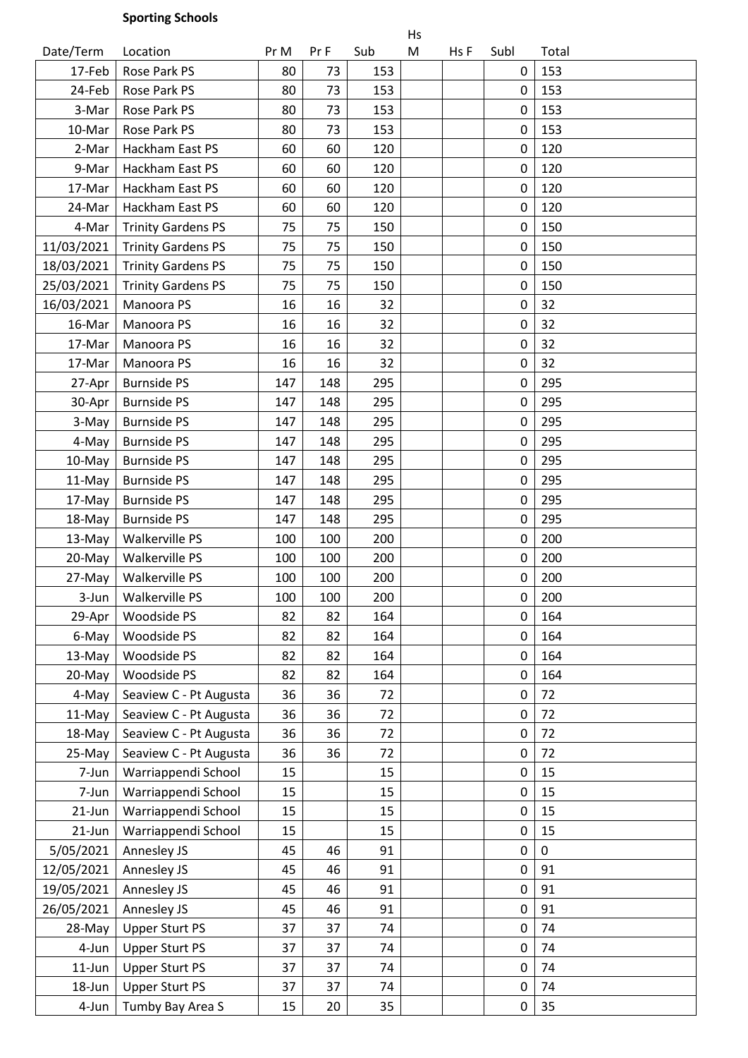**Sporting Schools**

| Date/Term | Location | Pr M | Pr F | Sub | Hs M | Hs F | Subl | Total |
|---|---|---|---|---|---|---|---|---|
| 17-Feb | Rose Park PS | 80 | 73 | 153 | | | 0 | 153 |
| 24-Feb | Rose Park PS | 80 | 73 | 153 | | | 0 | 153 |
| 3-Mar | Rose Park PS | 80 | 73 | 153 | | | 0 | 153 |
| 10-Mar | Rose Park PS | 80 | 73 | 153 | | | 0 | 153 |
| 2-Mar | Hackham East PS | 60 | 60 | 120 | | | 0 | 120 |
| 9-Mar | Hackham East PS | 60 | 60 | 120 | | | 0 | 120 |
| 17-Mar | Hackham East PS | 60 | 60 | 120 | | | 0 | 120 |
| 24-Mar | Hackham East PS | 60 | 60 | 120 | | | 0 | 120 |
| 4-Mar | Trinity Gardens PS | 75 | 75 | 150 | | | 0 | 150 |
| 11/03/2021 | Trinity Gardens PS | 75 | 75 | 150 | | | 0 | 150 |
| 18/03/2021 | Trinity Gardens PS | 75 | 75 | 150 | | | 0 | 150 |
| 25/03/2021 | Trinity Gardens PS | 75 | 75 | 150 | | | 0 | 150 |
| 16/03/2021 | Manoora PS | 16 | 16 | 32 | | | 0 | 32 |
| 16-Mar | Manoora PS | 16 | 16 | 32 | | | 0 | 32 |
| 17-Mar | Manoora PS | 16 | 16 | 32 | | | 0 | 32 |
| 17-Mar | Manoora PS | 16 | 16 | 32 | | | 0 | 32 |
| 27-Apr | Burnside PS | 147 | 148 | 295 | | | 0 | 295 |
| 30-Apr | Burnside PS | 147 | 148 | 295 | | | 0 | 295 |
| 3-May | Burnside PS | 147 | 148 | 295 | | | 0 | 295 |
| 4-May | Burnside PS | 147 | 148 | 295 | | | 0 | 295 |
| 10-May | Burnside PS | 147 | 148 | 295 | | | 0 | 295 |
| 11-May | Burnside PS | 147 | 148 | 295 | | | 0 | 295 |
| 17-May | Burnside PS | 147 | 148 | 295 | | | 0 | 295 |
| 18-May | Burnside PS | 147 | 148 | 295 | | | 0 | 295 |
| 13-May | Walkerville PS | 100 | 100 | 200 | | | 0 | 200 |
| 20-May | Walkerville PS | 100 | 100 | 200 | | | 0 | 200 |
| 27-May | Walkerville PS | 100 | 100 | 200 | | | 0 | 200 |
| 3-Jun | Walkerville PS | 100 | 100 | 200 | | | 0 | 200 |
| 29-Apr | Woodside PS | 82 | 82 | 164 | | | 0 | 164 |
| 6-May | Woodside PS | 82 | 82 | 164 | | | 0 | 164 |
| 13-May | Woodside PS | 82 | 82 | 164 | | | 0 | 164 |
| 20-May | Woodside PS | 82 | 82 | 164 | | | 0 | 164 |
| 4-May | Seaview C - Pt Augusta | 36 | 36 | 72 | | | 0 | 72 |
| 11-May | Seaview C - Pt Augusta | 36 | 36 | 72 | | | 0 | 72 |
| 18-May | Seaview C - Pt Augusta | 36 | 36 | 72 | | | 0 | 72 |
| 25-May | Seaview C - Pt Augusta | 36 | 36 | 72 | | | 0 | 72 |
| 7-Jun | Warriappendi School | 15 | | 15 | | | 0 | 15 |
| 7-Jun | Warriappendi School | 15 | | 15 | | | 0 | 15 |
| 21-Jun | Warriappendi School | 15 | | 15 | | | 0 | 15 |
| 21-Jun | Warriappendi School | 15 | | 15 | | | 0 | 15 |
| 5/05/2021 | Annesley JS | 45 | 46 | 91 | | | 0 | 0 |
| 12/05/2021 | Annesley JS | 45 | 46 | 91 | | | 0 | 91 |
| 19/05/2021 | Annesley JS | 45 | 46 | 91 | | | 0 | 91 |
| 26/05/2021 | Annesley JS | 45 | 46 | 91 | | | 0 | 91 |
| 28-May | Upper Sturt PS | 37 | 37 | 74 | | | 0 | 74 |
| 4-Jun | Upper Sturt PS | 37 | 37 | 74 | | | 0 | 74 |
| 11-Jun | Upper Sturt PS | 37 | 37 | 74 | | | 0 | 74 |
| 18-Jun | Upper Sturt PS | 37 | 37 | 74 | | | 0 | 74 |
| 4-Jun | Tumby Bay Area S | 15 | 20 | 35 | | | 0 | 35 |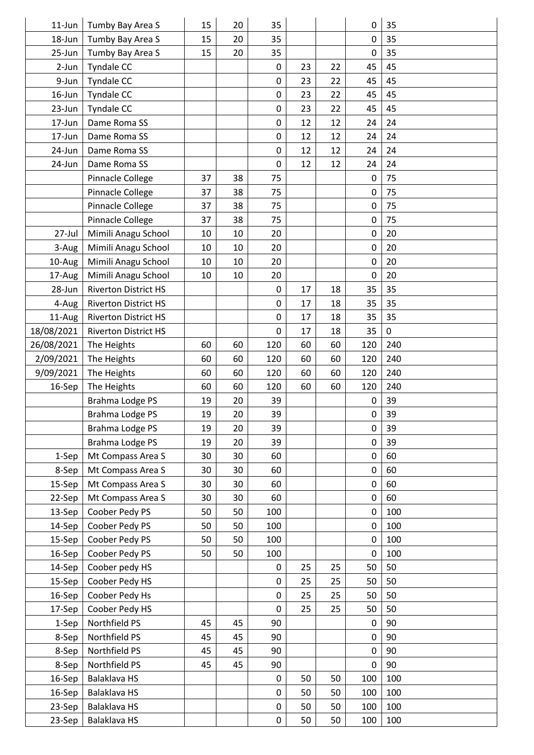| | | | | | | | | |
|---|---|---|---|---|---|---|---|---|
| 11-Jun | Tumby Bay Area S | 15 | 20 | 35 | | | 0 | 35 |
| 18-Jun | Tumby Bay Area S | 15 | 20 | 35 | | | 0 | 35 |
| 25-Jun | Tumby Bay Area S | 15 | 20 | 35 | | | 0 | 35 |
| 2-Jun | Tyndale CC | | | 0 | 23 | 22 | 45 | 45 |
| 9-Jun | Tyndale CC | | | 0 | 23 | 22 | 45 | 45 |
| 16-Jun | Tyndale CC | | | 0 | 23 | 22 | 45 | 45 |
| 23-Jun | Tyndale CC | | | 0 | 23 | 22 | 45 | 45 |
| 17-Jun | Dame Roma SS | | | 0 | 12 | 12 | 24 | 24 |
| 17-Jun | Dame Roma SS | | | 0 | 12 | 12 | 24 | 24 |
| 24-Jun | Dame Roma SS | | | 0 | 12 | 12 | 24 | 24 |
| 24-Jun | Dame Roma SS | | | 0 | 12 | 12 | 24 | 24 |
| | Pinnacle College | 37 | 38 | 75 | | | 0 | 75 |
| | Pinnacle College | 37 | 38 | 75 | | | 0 | 75 |
| | Pinnacle College | 37 | 38 | 75 | | | 0 | 75 |
| | Pinnacle College | 37 | 38 | 75 | | | 0 | 75 |
| 27-Jul | Mimili Anagu School | 10 | 10 | 20 | | | 0 | 20 |
| 3-Aug | Mimili Anagu School | 10 | 10 | 20 | | | 0 | 20 |
| 10-Aug | Mimili Anagu School | 10 | 10 | 20 | | | 0 | 20 |
| 17-Aug | Mimili Anagu School | 10 | 10 | 20 | | | 0 | 20 |
| 28-Jun | Riverton District HS | | | 0 | 17 | 18 | 35 | 35 |
| 4-Aug | Riverton District HS | | | 0 | 17 | 18 | 35 | 35 |
| 11-Aug | Riverton District HS | | | 0 | 17 | 18 | 35 | 35 |
| 18/08/2021 | Riverton District HS | | | 0 | 17 | 18 | 35 | 0 |
| 26/08/2021 | The Heights | 60 | 60 | 120 | 60 | 60 | 120 | 240 |
| 2/09/2021 | The Heights | 60 | 60 | 120 | 60 | 60 | 120 | 240 |
| 9/09/2021 | The Heights | 60 | 60 | 120 | 60 | 60 | 120 | 240 |
| 16-Sep | The Heights | 60 | 60 | 120 | 60 | 60 | 120 | 240 |
| | Brahma Lodge PS | 19 | 20 | 39 | | | 0 | 39 |
| | Brahma Lodge PS | 19 | 20 | 39 | | | 0 | 39 |
| | Brahma Lodge PS | 19 | 20 | 39 | | | 0 | 39 |
| | Brahma Lodge PS | 19 | 20 | 39 | | | 0 | 39 |
| 1-Sep | Mt Compass Area S | 30 | 30 | 60 | | | 0 | 60 |
| 8-Sep | Mt Compass Area S | 30 | 30 | 60 | | | 0 | 60 |
| 15-Sep | Mt Compass Area S | 30 | 30 | 60 | | | 0 | 60 |
| 22-Sep | Mt Compass Area S | 30 | 30 | 60 | | | 0 | 60 |
| 13-Sep | Coober Pedy PS | 50 | 50 | 100 | | | 0 | 100 |
| 14-Sep | Coober Pedy PS | 50 | 50 | 100 | | | 0 | 100 |
| 15-Sep | Coober Pedy PS | 50 | 50 | 100 | | | 0 | 100 |
| 16-Sep | Coober Pedy PS | 50 | 50 | 100 | | | 0 | 100 |
| 14-Sep | Coober pedy HS | | | 0 | 25 | 25 | 50 | 50 |
| 15-Sep | Coober Pedy HS | | | 0 | 25 | 25 | 50 | 50 |
| 16-Sep | Coober Pedy Hs | | | 0 | 25 | 25 | 50 | 50 |
| 17-Sep | Coober Pedy HS | | | 0 | 25 | 25 | 50 | 50 |
| 1-Sep | Northfield PS | 45 | 45 | 90 | | | 0 | 90 |
| 8-Sep | Northfield PS | 45 | 45 | 90 | | | 0 | 90 |
| 8-Sep | Northfield PS | 45 | 45 | 90 | | | 0 | 90 |
| 8-Sep | Northfield PS | 45 | 45 | 90 | | | 0 | 90 |
| 16-Sep | Balaklava HS | | | 0 | 50 | 50 | 100 | 100 |
| 16-Sep | Balaklava HS | | | 0 | 50 | 50 | 100 | 100 |
| 23-Sep | Balaklava HS | | | 0 | 50 | 50 | 100 | 100 |
| 23-Sep | Balaklava HS | | | 0 | 50 | 50 | 100 | 100 |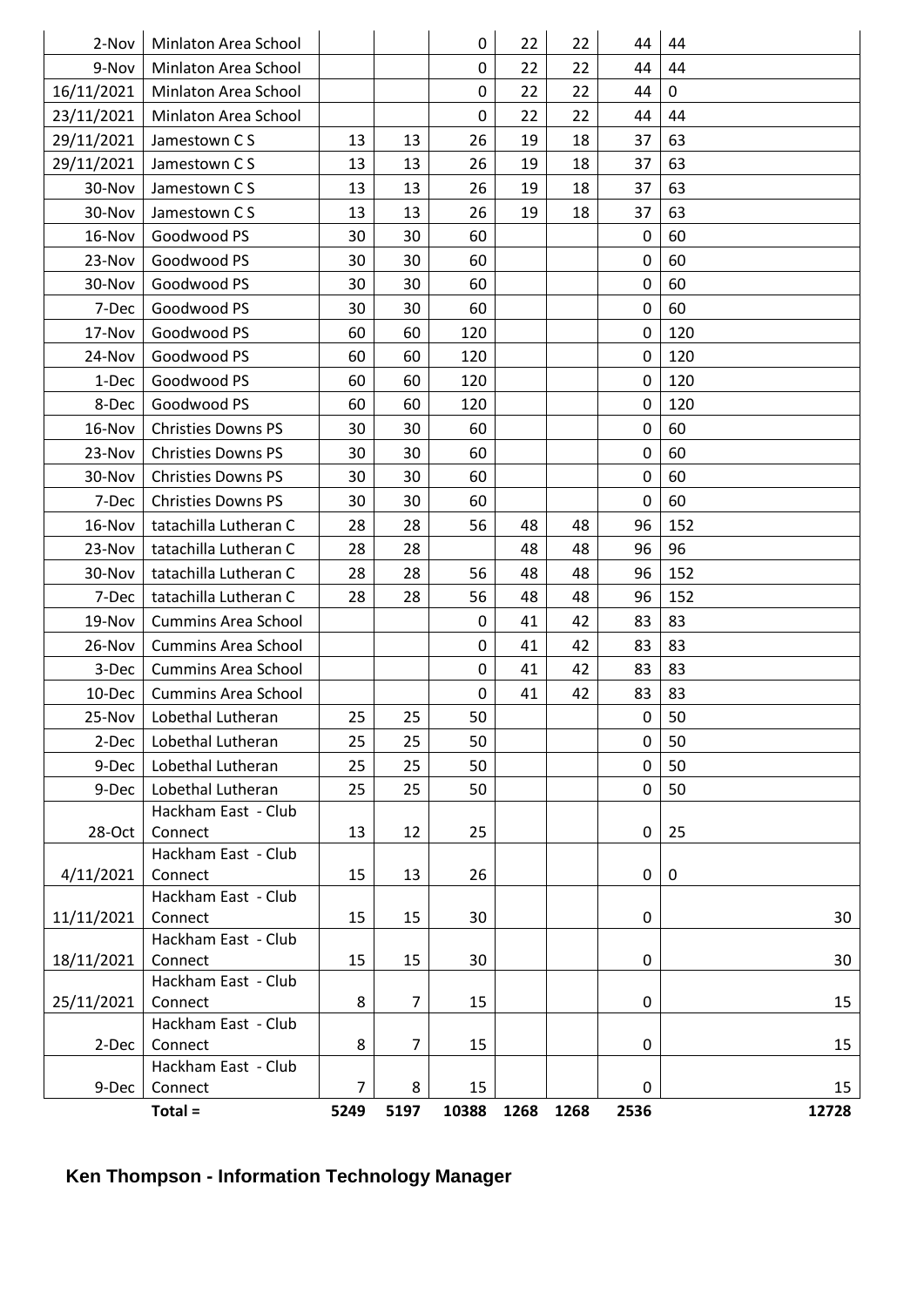| | | | | | | | | |
|---|---|---|---|---|---|---|---|---|
| 2-Nov | Minlaton Area School | | | 0 | 22 | 22 | 44 | 44 |
| 9-Nov | Minlaton Area School | | | 0 | 22 | 22 | 44 | 44 |
| 16/11/2021 | Minlaton Area School | | | 0 | 22 | 22 | 44 | 0 |
| 23/11/2021 | Minlaton Area School | | | 0 | 22 | 22 | 44 | 44 |
| 29/11/2021 | Jamestown C S | 13 | 13 | 26 | 19 | 18 | 37 | 63 |
| 29/11/2021 | Jamestown C S | 13 | 13 | 26 | 19 | 18 | 37 | 63 |
| 30-Nov | Jamestown C S | 13 | 13 | 26 | 19 | 18 | 37 | 63 |
| 30-Nov | Jamestown C S | 13 | 13 | 26 | 19 | 18 | 37 | 63 |
| 16-Nov | Goodwood PS | 30 | 30 | 60 | | | 0 | 60 |
| 23-Nov | Goodwood PS | 30 | 30 | 60 | | | 0 | 60 |
| 30-Nov | Goodwood PS | 30 | 30 | 60 | | | 0 | 60 |
| 7-Dec | Goodwood PS | 30 | 30 | 60 | | | 0 | 60 |
| 17-Nov | Goodwood PS | 60 | 60 | 120 | | | 0 | 120 |
| 24-Nov | Goodwood PS | 60 | 60 | 120 | | | 0 | 120 |
| 1-Dec | Goodwood PS | 60 | 60 | 120 | | | 0 | 120 |
| 8-Dec | Goodwood PS | 60 | 60 | 120 | | | 0 | 120 |
| 16-Nov | Christies Downs PS | 30 | 30 | 60 | | | 0 | 60 |
| 23-Nov | Christies Downs PS | 30 | 30 | 60 | | | 0 | 60 |
| 30-Nov | Christies Downs PS | 30 | 30 | 60 | | | 0 | 60 |
| 7-Dec | Christies Downs PS | 30 | 30 | 60 | | | 0 | 60 |
| 16-Nov | tatachilla Lutheran C | 28 | 28 | 56 | 48 | 48 | 96 | 152 |
| 23-Nov | tatachilla Lutheran C | 28 | 28 | | 48 | 48 | 96 | 96 |
| 30-Nov | tatachilla Lutheran C | 28 | 28 | 56 | 48 | 48 | 96 | 152 |
| 7-Dec | tatachilla Lutheran C | 28 | 28 | 56 | 48 | 48 | 96 | 152 |
| 19-Nov | Cummins Area School | | | 0 | 41 | 42 | 83 | 83 |
| 26-Nov | Cummins Area School | | | 0 | 41 | 42 | 83 | 83 |
| 3-Dec | Cummins Area School | | | 0 | 41 | 42 | 83 | 83 |
| 10-Dec | Cummins Area School | | | 0 | 41 | 42 | 83 | 83 |
| 25-Nov | Lobethal Lutheran | 25 | 25 | 50 | | | 0 | 50 |
| 2-Dec | Lobethal Lutheran | 25 | 25 | 50 | | | 0 | 50 |
| 9-Dec | Lobethal Lutheran | 25 | 25 | 50 | | | 0 | 50 |
| 9-Dec | Lobethal Lutheran | 25 | 25 | 50 | | | 0 | 50 |
| 28-Oct | Hackham East - Club Connect | 13 | 12 | 25 | | | 0 | 25 |
| 4/11/2021 | Hackham East - Club Connect | 15 | 13 | 26 | | | 0 | 0 |
| 11/11/2021 | Hackham East - Club Connect | 15 | 15 | 30 | | | 0 | 30 |
| 18/11/2021 | Hackham East - Club Connect | 15 | 15 | 30 | | | 0 | 30 |
| 25/11/2021 | Hackham East - Club Connect | 8 | 7 | 15 | | | 0 | 15 |
| 2-Dec | Hackham East - Club Connect | 8 | 7 | 15 | | | 0 | 15 |
| 9-Dec | Hackham East - Club Connect | 7 | 8 | 15 | | | 0 | 15 |
| | **Total =** | **5249** | **5197** | **10388** | **1268** | **1268** | **2536** | **12728** |

**Ken Thompson - Information Technology Manager**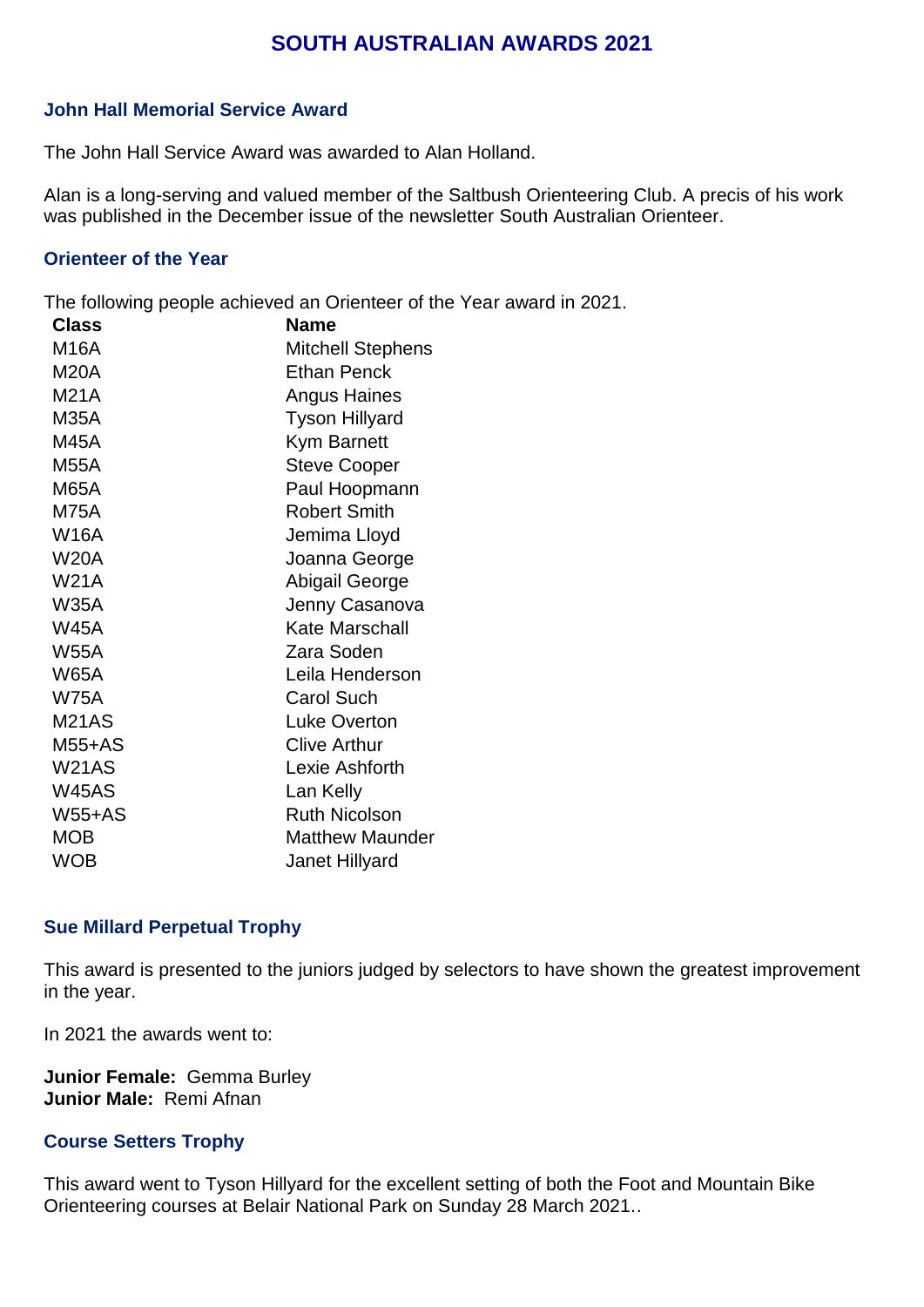# SOUTH AUSTRALIAN AWARDS 2021

## John Hall Memorial Service Award

The John Hall Service Award was awarded to Alan Holland.

Alan is a long-serving and valued member of the Saltbush Orienteering Club. A precis of his work was published in the December issue of the newsletter South Australian Orienteer.

## Orienteer of the Year

The following people achieved an Orienteer of the Year award in 2021.

| Class | Name |
| --- | --- |
| M16A | Mitchell Stephens |
| M20A | Ethan Penck |
| M21A | Angus Haines |
| M35A | Tyson Hillyard |
| M45A | Kym Barnett |
| M55A | Steve Cooper |
| M65A | Paul Hoopmann |
| M75A | Robert Smith |
| W16A | Jemima Lloyd |
| W20A | Joanna George |
| W21A | Abigail George |
| W35A | Jenny Casanova |
| W45A | Kate Marschall |
| W55A | Zara Soden |
| W65A | Leila Henderson |
| W75A | Carol Such |
| M21AS | Luke Overton |
| M55+AS | Clive Arthur |
| W21AS | Lexie Ashforth |
| W45AS | Lan Kelly |
| W55+AS | Ruth Nicolson |
| MOB | Matthew Maunder |
| WOB | Janet Hillyard |

## Sue Millard Perpetual Trophy

This award is presented to the juniors judged by selectors to have shown the greatest improvement in the year.

In 2021 the awards went to:

**Junior Female:** Gemma Burley
**Junior Male:** Remi Afnan

## Course Setters Trophy

This award went to Tyson Hillyard for the excellent setting of both the Foot and Mountain Bike Orienteering courses at Belair National Park on Sunday 28 March 2021..